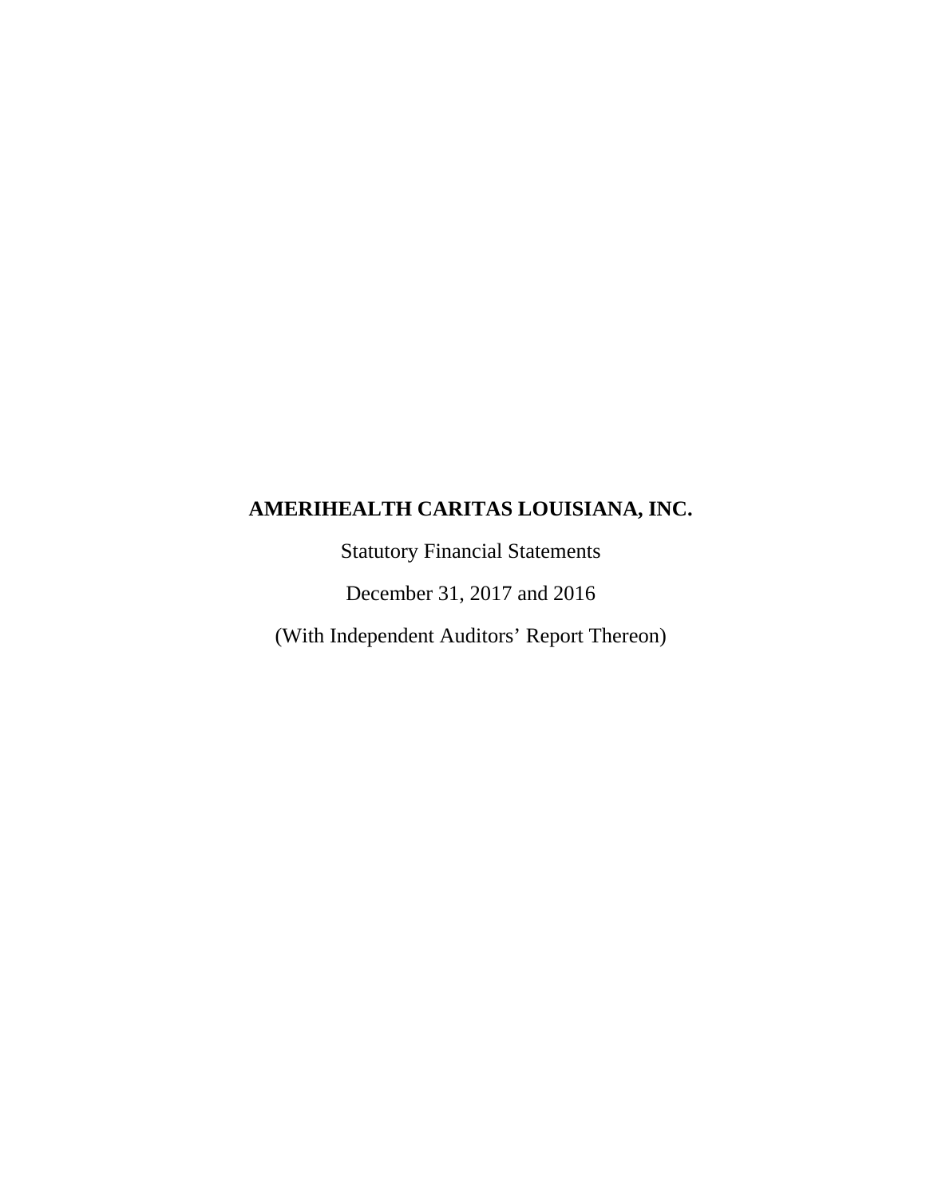# AMERIHEALTH CARITAS LOUISIANA, INC.

Statutory Financial Statements

December 31, 2017 and 2016

(With Independent Auditors' Report Thereon)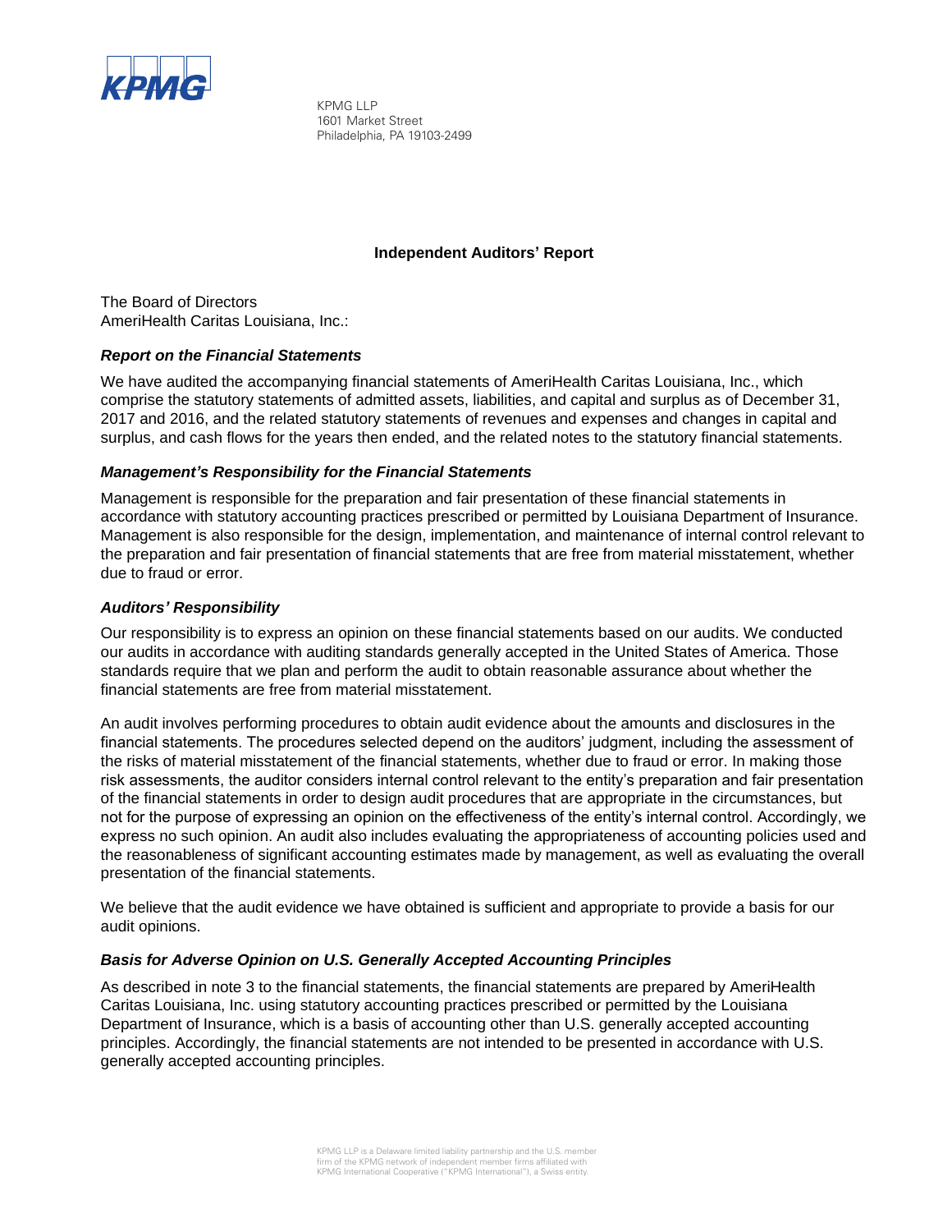KPMG

KPMG LLP
1601 Market Street
Philadelphia, PA 19103-2499

## Independent Auditors' Report

The Board of Directors
AmeriHealth Caritas Louisiana, Inc.:

### *Report on the Financial Statements*

We have audited the accompanying financial statements of AmeriHealth Caritas Louisiana, Inc., which comprise the statutory statements of admitted assets, liabilities, and capital and surplus as of December 31, 2017 and 2016, and the related statutory statements of revenues and expenses and changes in capital and surplus, and cash flows for the years then ended, and the related notes to the statutory financial statements.

### *Management's Responsibility for the Financial Statements*

Management is responsible for the preparation and fair presentation of these financial statements in accordance with statutory accounting practices prescribed or permitted by Louisiana Department of Insurance. Management is also responsible for the design, implementation, and maintenance of internal control relevant to the preparation and fair presentation of financial statements that are free from material misstatement, whether due to fraud or error.

### *Auditors' Responsibility*

Our responsibility is to express an opinion on these financial statements based on our audits. We conducted our audits in accordance with auditing standards generally accepted in the United States of America. Those standards require that we plan and perform the audit to obtain reasonable assurance about whether the financial statements are free from material misstatement.

An audit involves performing procedures to obtain audit evidence about the amounts and disclosures in the financial statements. The procedures selected depend on the auditors' judgment, including the assessment of the risks of material misstatement of the financial statements, whether due to fraud or error. In making those risk assessments, the auditor considers internal control relevant to the entity's preparation and fair presentation of the financial statements in order to design audit procedures that are appropriate in the circumstances, but not for the purpose of expressing an opinion on the effectiveness of the entity's internal control. Accordingly, we express no such opinion. An audit also includes evaluating the appropriateness of accounting policies used and the reasonableness of significant accounting estimates made by management, as well as evaluating the overall presentation of the financial statements.

We believe that the audit evidence we have obtained is sufficient and appropriate to provide a basis for our audit opinions.

### *Basis for Adverse Opinion on U.S. Generally Accepted Accounting Principles*

As described in note 3 to the financial statements, the financial statements are prepared by AmeriHealth Caritas Louisiana, Inc. using statutory accounting practices prescribed or permitted by the Louisiana Department of Insurance, which is a basis of accounting other than U.S. generally accepted accounting principles. Accordingly, the financial statements are not intended to be presented in accordance with U.S. generally accepted accounting principles.

KPMG LLP is a Delaware limited liability partnership and the U.S. member firm of the KPMG network of independent member firms affiliated with KPMG International Cooperative ("KPMG International"), a Swiss entity.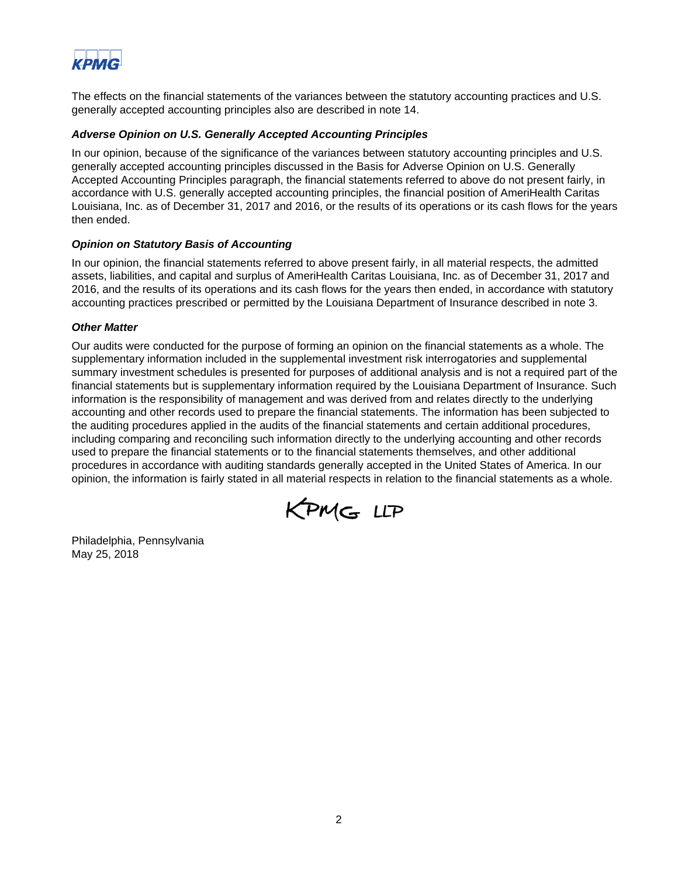The effects on the financial statements of the variances between the statutory accounting practices and U.S. generally accepted accounting principles also are described in note 14.

***Adverse Opinion on U.S. Generally Accepted Accounting Principles***

In our opinion, because of the significance of the variances between statutory accounting principles and U.S. generally accepted accounting principles discussed in the Basis for Adverse Opinion on U.S. Generally Accepted Accounting Principles paragraph, the financial statements referred to above do not present fairly, in accordance with U.S. generally accepted accounting principles, the financial position of AmeriHealth Caritas Louisiana, Inc. as of December 31, 2017 and 2016, or the results of its operations or its cash flows for the years then ended.

***Opinion on Statutory Basis of Accounting***

In our opinion, the financial statements referred to above present fairly, in all material respects, the admitted assets, liabilities, and capital and surplus of AmeriHealth Caritas Louisiana, Inc. as of December 31, 2017 and 2016, and the results of its operations and its cash flows for the years then ended, in accordance with statutory accounting practices prescribed or permitted by the Louisiana Department of Insurance described in note 3.

***Other Matter***

Our audits were conducted for the purpose of forming an opinion on the financial statements as a whole. The supplementary information included in the supplemental investment risk interrogatories and supplemental summary investment schedules is presented for purposes of additional analysis and is not a required part of the financial statements but is supplementary information required by the Louisiana Department of Insurance. Such information is the responsibility of management and was derived from and relates directly to the underlying accounting and other records used to prepare the financial statements. The information has been subjected to the auditing procedures applied in the audits of the financial statements and certain additional procedures, including comparing and reconciling such information directly to the underlying accounting and other records used to prepare the financial statements or to the financial statements themselves, and other additional procedures in accordance with auditing standards generally accepted in the United States of America. In our opinion, the information is fairly stated in all material respects in relation to the financial statements as a whole.

KPMG LLP

Philadelphia, Pennsylvania
May 25, 2018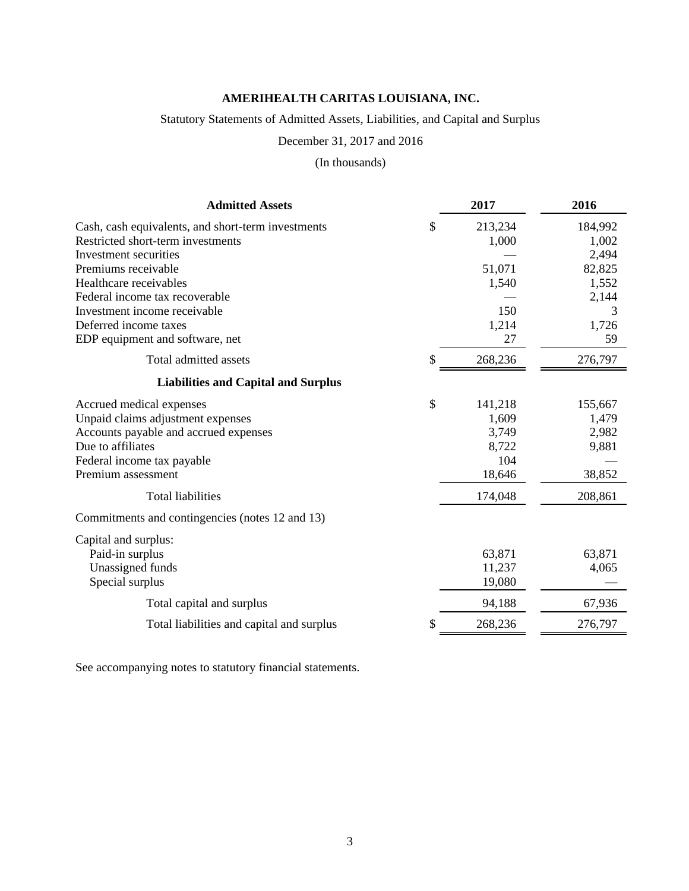# AMERIHEALTH CARITAS LOUISIANA, INC.

Statutory Statements of Admitted Assets, Liabilities, and Capital and Surplus

December 31, 2017 and 2016

(In thousands)

| **Admitted Assets** | **2017** | **2016** |
|---|---|---|
| Cash, cash equivalents, and short-term investments | $ 213,234 | 184,992 |
| Restricted short-term investments | 1,000 | 1,002 |
| Investment securities | — | 2,494 |
| Premiums receivable | 51,071 | 82,825 |
| Healthcare receivables | 1,540 | 1,552 |
| Federal income tax recoverable | — | 2,144 |
| Investment income receivable | 150 | 3 |
| Deferred income taxes | 1,214 | 1,726 |
| EDP equipment and software, net | 27 | 59 |
| Total admitted assets | $ 268,236 | 276,797 |
| **Liabilities and Capital and Surplus** | | |
| Accrued medical expenses | $ 141,218 | 155,667 |
| Unpaid claims adjustment expenses | 1,609 | 1,479 |
| Accounts payable and accrued expenses | 3,749 | 2,982 |
| Due to affiliates | 8,722 | 9,881 |
| Federal income tax payable | 104 | — |
| Premium assessment | 18,646 | 38,852 |
| Total liabilities | 174,048 | 208,861 |
| Commitments and contingencies (notes 12 and 13) | | |
| Capital and surplus: | | |
| Paid-in surplus | 63,871 | 63,871 |
| Unassigned funds | 11,237 | 4,065 |
| Special surplus | 19,080 | — |
| Total capital and surplus | 94,188 | 67,936 |
| Total liabilities and capital and surplus | $ 268,236 | 276,797 |

See accompanying notes to statutory financial statements.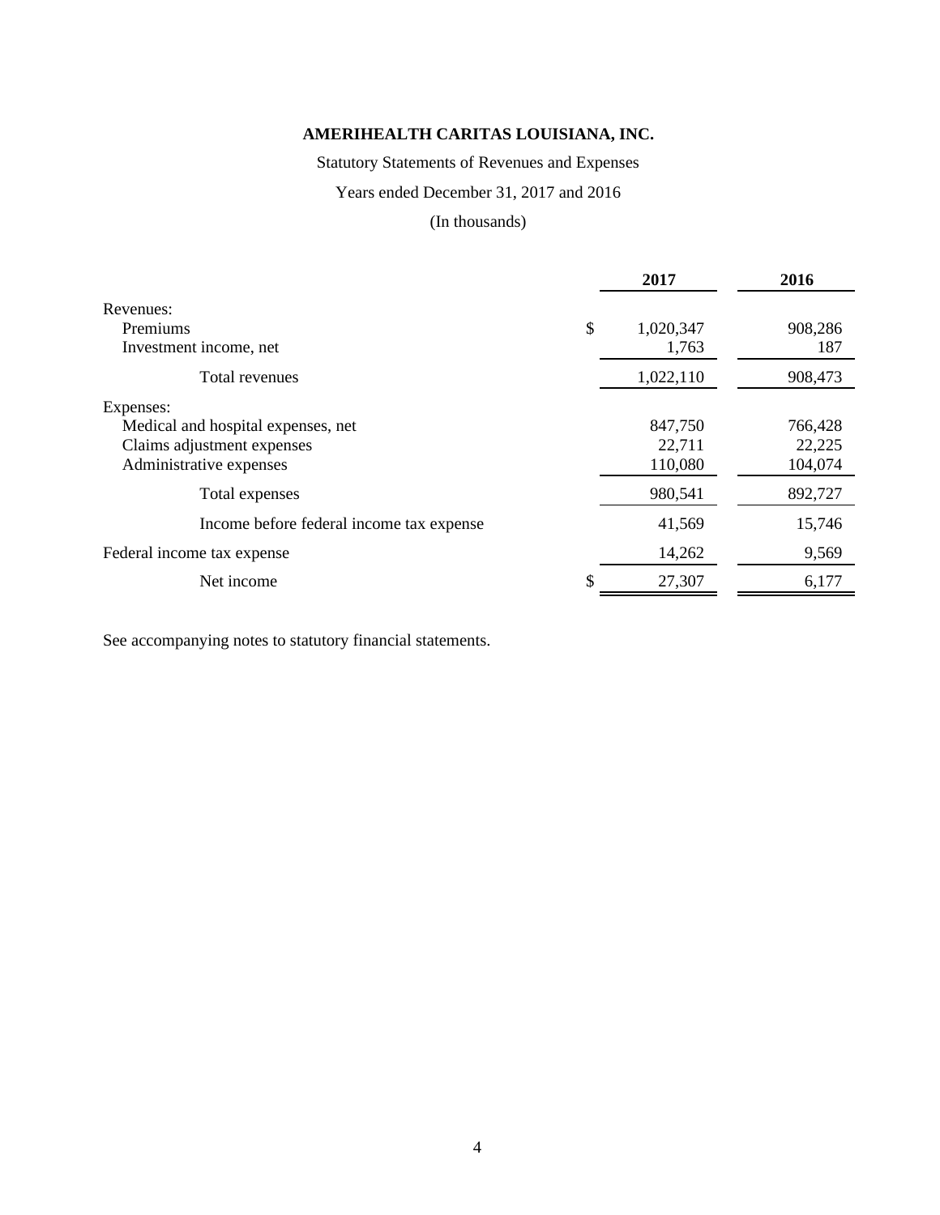**AMERIHEALTH CARITAS LOUISIANA, INC.**

Statutory Statements of Revenues and Expenses

Years ended December 31, 2017 and 2016

(In thousands)

| | 2017 | 2016 |
|---|---|---|
| Revenues: | | |
| Premiums | $ 1,020,347 | 908,286 |
| Investment income, net | 1,763 | 187 |
| Total revenues | 1,022,110 | 908,473 |
| Expenses: | | |
| Medical and hospital expenses, net | 847,750 | 766,428 |
| Claims adjustment expenses | 22,711 | 22,225 |
| Administrative expenses | 110,080 | 104,074 |
| Total expenses | 980,541 | 892,727 |
| Income before federal income tax expense | 41,569 | 15,746 |
| Federal income tax expense | 14,262 | 9,569 |
| Net income | $ 27,307 | 6,177 |

See accompanying notes to statutory financial statements.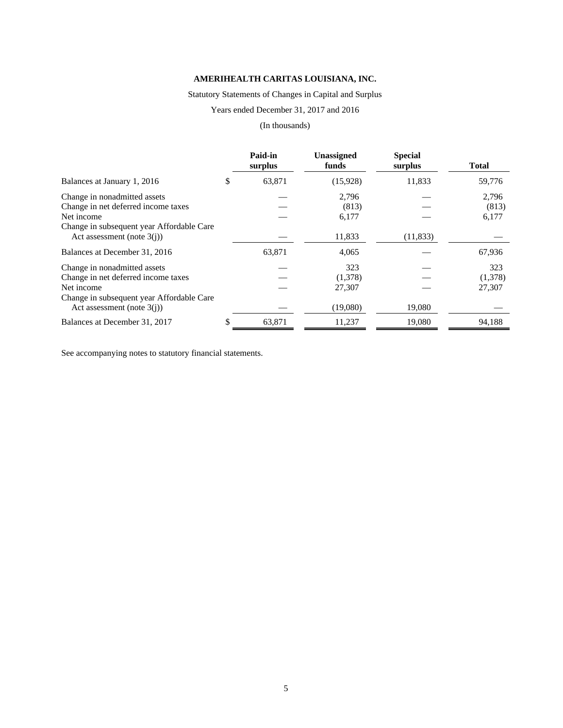**AMERIHEALTH CARITAS LOUISIANA, INC.**

Statutory Statements of Changes in Capital and Surplus

Years ended December 31, 2017 and 2016

(In thousands)

| | Paid-in surplus | Unassigned funds | Special surplus | Total |
|---|---|---|---|---|
| Balances at January 1, 2016 | $ 63,871 | (15,928) | 11,833 | 59,776 |
| Change in nonadmitted assets | — | 2,796 | — | 2,796 |
| Change in net deferred income taxes | — | (813) | — | (813) |
| Net income | — | 6,177 | — | 6,177 |
| Change in subsequent year Affordable Care Act assessment (note 3(j)) | — | 11,833 | (11,833) | — |
| Balances at December 31, 2016 | 63,871 | 4,065 | — | 67,936 |
| Change in nonadmitted assets | — | 323 | — | 323 |
| Change in net deferred income taxes | — | (1,378) | — | (1,378) |
| Net income | — | 27,307 | — | 27,307 |
| Change in subsequent year Affordable Care Act assessment (note 3(j)) | — | (19,080) | 19,080 | — |
| Balances at December 31, 2017 | $ 63,871 | 11,237 | 19,080 | 94,188 |

See accompanying notes to statutory financial statements.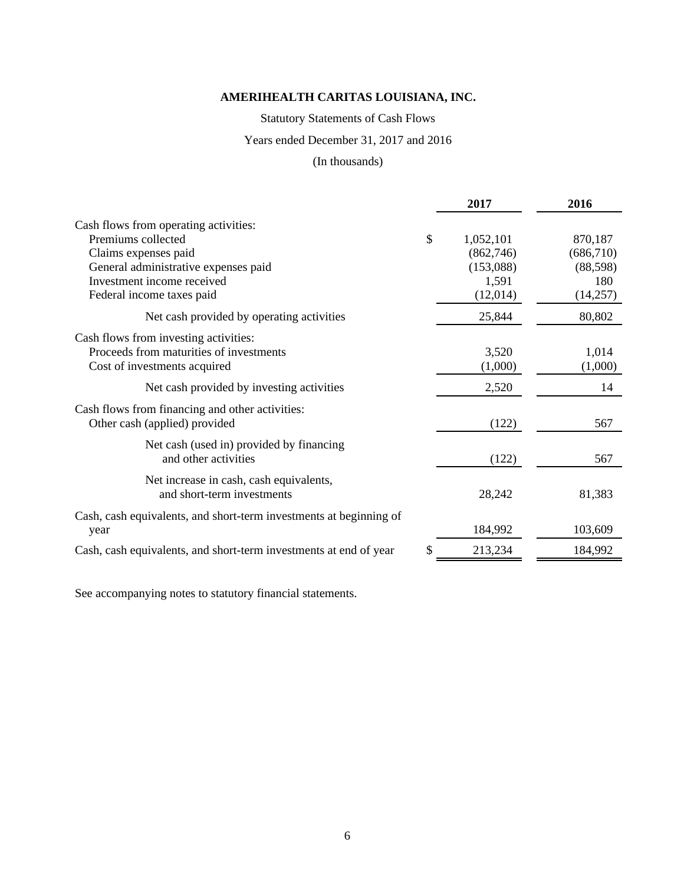# AMERIHEALTH CARITAS LOUISIANA, INC.

Statutory Statements of Cash Flows

Years ended December 31, 2017 and 2016

(In thousands)

| | | 2017 | 2016 |
|---|---|---|---|
| Cash flows from operating activities: | | | |
| Premiums collected | $ | 1,052,101 | 870,187 |
| Claims expenses paid | | (862,746) | (686,710) |
| General administrative expenses paid | | (153,088) | (88,598) |
| Investment income received | | 1,591 | 180 |
| Federal income taxes paid | | (12,014) | (14,257) |
| Net cash provided by operating activities | | 25,844 | 80,802 |
| Cash flows from investing activities: | | | |
| Proceeds from maturities of investments | | 3,520 | 1,014 |
| Cost of investments acquired | | (1,000) | (1,000) |
| Net cash provided by investing activities | | 2,520 | 14 |
| Cash flows from financing and other activities: | | | |
| Other cash (applied) provided | | (122) | 567 |
| Net cash (used in) provided by financing and other activities | | (122) | 567 |
| Net increase in cash, cash equivalents, and short-term investments | | 28,242 | 81,383 |
| Cash, cash equivalents, and short-term investments at beginning of year | | 184,992 | 103,609 |
| Cash, cash equivalents, and short-term investments at end of year | $ | 213,234 | 184,992 |

See accompanying notes to statutory financial statements.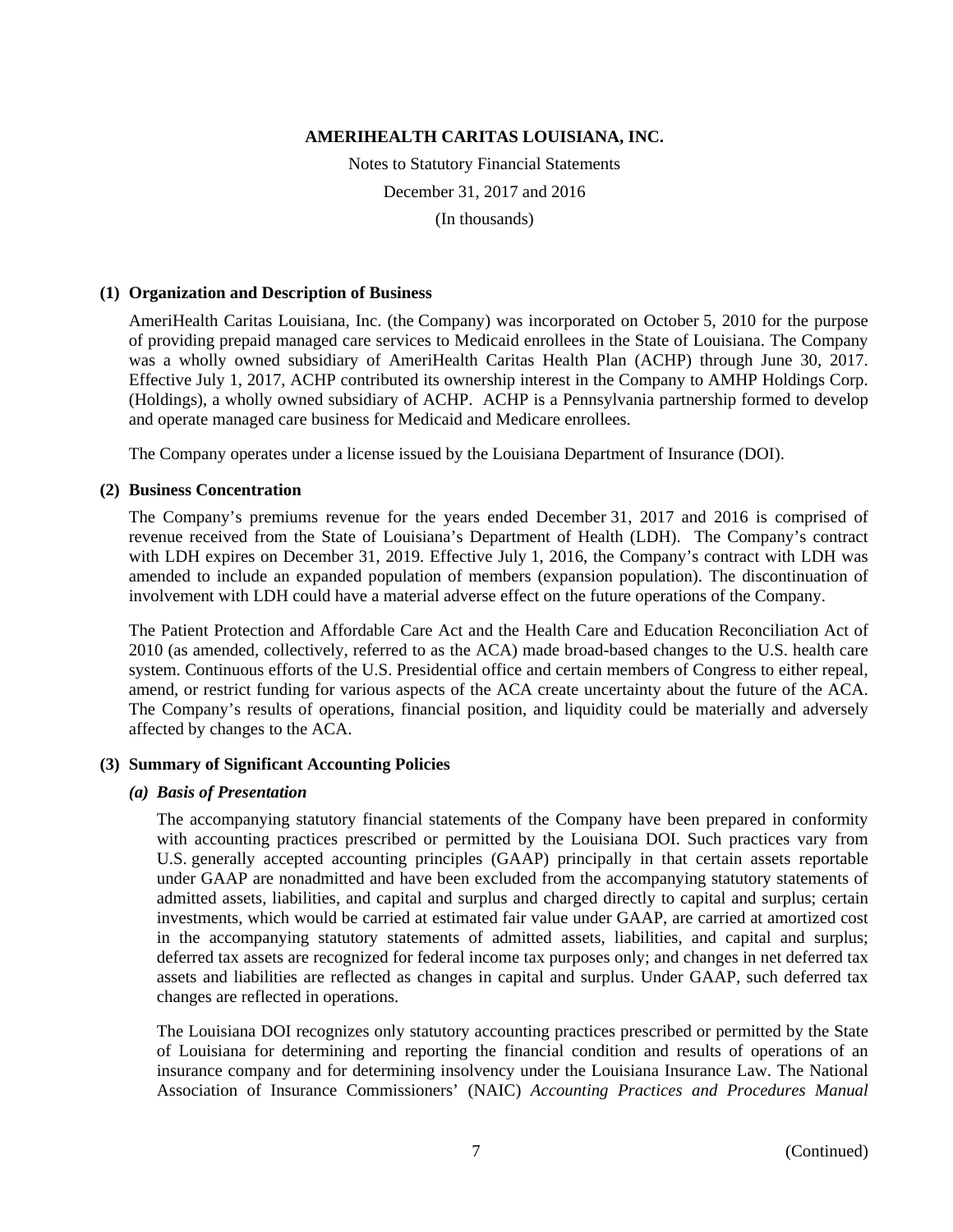**AMERIHEALTH CARITAS LOUISIANA, INC.**

Notes to Statutory Financial Statements

December 31, 2017 and 2016

(In thousands)

## (1) Organization and Description of Business

AmeriHealth Caritas Louisiana, Inc. (the Company) was incorporated on October 5, 2010 for the purpose of providing prepaid managed care services to Medicaid enrollees in the State of Louisiana. The Company was a wholly owned subsidiary of AmeriHealth Caritas Health Plan (ACHP) through June 30, 2017. Effective July 1, 2017, ACHP contributed its ownership interest in the Company to AMHP Holdings Corp. (Holdings), a wholly owned subsidiary of ACHP. ACHP is a Pennsylvania partnership formed to develop and operate managed care business for Medicaid and Medicare enrollees.

The Company operates under a license issued by the Louisiana Department of Insurance (DOI).

## (2) Business Concentration

The Company's premiums revenue for the years ended December 31, 2017 and 2016 is comprised of revenue received from the State of Louisiana's Department of Health (LDH). The Company's contract with LDH expires on December 31, 2019. Effective July 1, 2016, the Company's contract with LDH was amended to include an expanded population of members (expansion population). The discontinuation of involvement with LDH could have a material adverse effect on the future operations of the Company.

The Patient Protection and Affordable Care Act and the Health Care and Education Reconciliation Act of 2010 (as amended, collectively, referred to as the ACA) made broad-based changes to the U.S. health care system. Continuous efforts of the U.S. Presidential office and certain members of Congress to either repeal, amend, or restrict funding for various aspects of the ACA create uncertainty about the future of the ACA. The Company's results of operations, financial position, and liquidity could be materially and adversely affected by changes to the ACA.

## (3) Summary of Significant Accounting Policies

### *(a) Basis of Presentation*

The accompanying statutory financial statements of the Company have been prepared in conformity with accounting practices prescribed or permitted by the Louisiana DOI. Such practices vary from U.S. generally accepted accounting principles (GAAP) principally in that certain assets reportable under GAAP are nonadmitted and have been excluded from the accompanying statutory statements of admitted assets, liabilities, and capital and surplus and charged directly to capital and surplus; certain investments, which would be carried at estimated fair value under GAAP, are carried at amortized cost in the accompanying statutory statements of admitted assets, liabilities, and capital and surplus; deferred tax assets are recognized for federal income tax purposes only; and changes in net deferred tax assets and liabilities are reflected as changes in capital and surplus. Under GAAP, such deferred tax changes are reflected in operations.

The Louisiana DOI recognizes only statutory accounting practices prescribed or permitted by the State of Louisiana for determining and reporting the financial condition and results of operations of an insurance company and for determining insolvency under the Louisiana Insurance Law. The National Association of Insurance Commissioners' (NAIC) *Accounting Practices and Procedures Manual*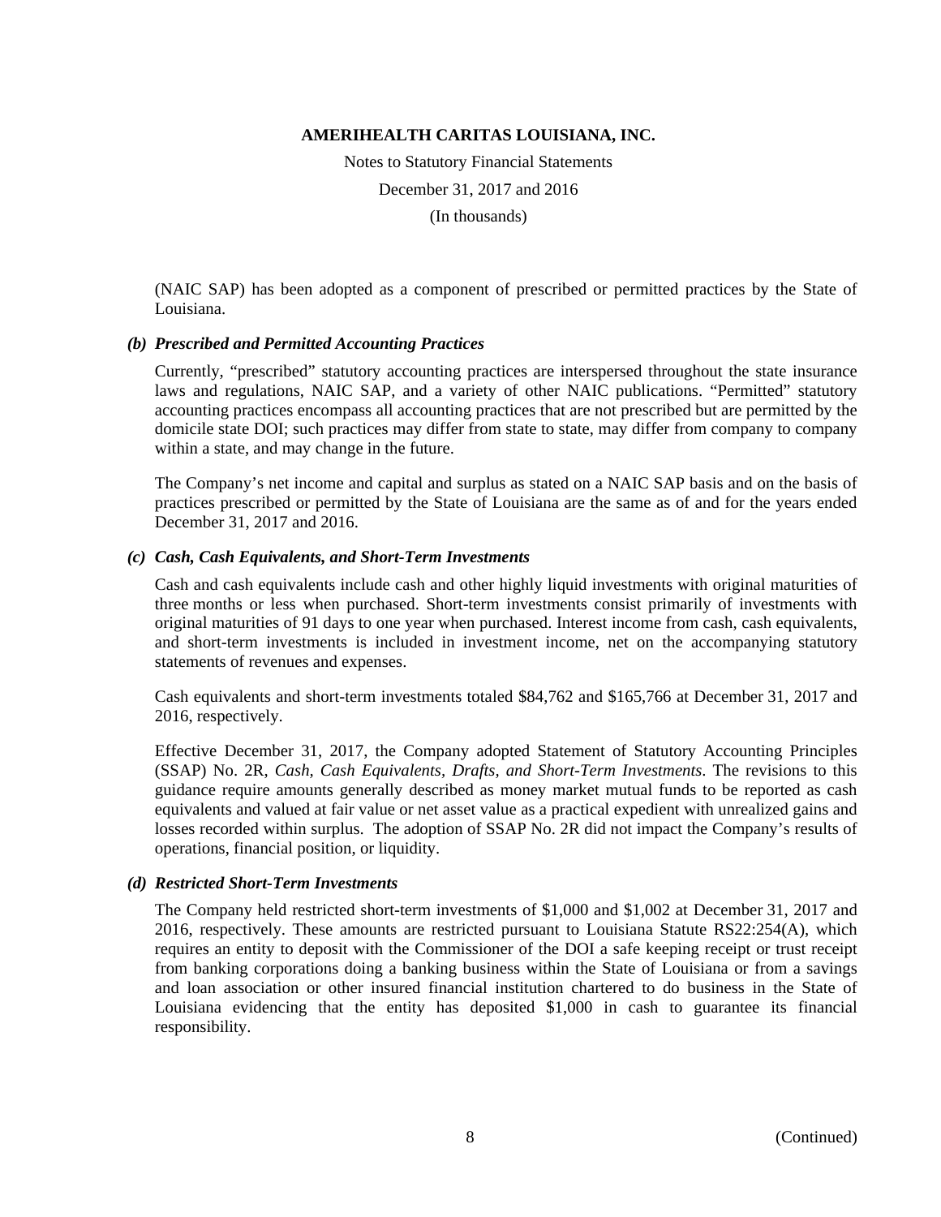(NAIC SAP) has been adopted as a component of prescribed or permitted practices by the State of Louisiana.

***(b) Prescribed and Permitted Accounting Practices***

Currently, "prescribed" statutory accounting practices are interspersed throughout the state insurance laws and regulations, NAIC SAP, and a variety of other NAIC publications. "Permitted" statutory accounting practices encompass all accounting practices that are not prescribed but are permitted by the domicile state DOI; such practices may differ from state to state, may differ from company to company within a state, and may change in the future.

The Company's net income and capital and surplus as stated on a NAIC SAP basis and on the basis of practices prescribed or permitted by the State of Louisiana are the same as of and for the years ended December 31, 2017 and 2016.

***(c) Cash, Cash Equivalents, and Short-Term Investments***

Cash and cash equivalents include cash and other highly liquid investments with original maturities of three months or less when purchased. Short-term investments consist primarily of investments with original maturities of 91 days to one year when purchased. Interest income from cash, cash equivalents, and short-term investments is included in investment income, net on the accompanying statutory statements of revenues and expenses.

Cash equivalents and short-term investments totaled $84,762 and $165,766 at December 31, 2017 and 2016, respectively.

Effective December 31, 2017, the Company adopted Statement of Statutory Accounting Principles (SSAP) No. 2R, *Cash, Cash Equivalents, Drafts, and Short-Term Investments*. The revisions to this guidance require amounts generally described as money market mutual funds to be reported as cash equivalents and valued at fair value or net asset value as a practical expedient with unrealized gains and losses recorded within surplus. The adoption of SSAP No. 2R did not impact the Company's results of operations, financial position, or liquidity.

***(d) Restricted Short-Term Investments***

The Company held restricted short-term investments of $1,000 and $1,002 at December 31, 2017 and 2016, respectively. These amounts are restricted pursuant to Louisiana Statute RS22:254(A), which requires an entity to deposit with the Commissioner of the DOI a safe keeping receipt or trust receipt from banking corporations doing a banking business within the State of Louisiana or from a savings and loan association or other insured financial institution chartered to do business in the State of Louisiana evidencing that the entity has deposited $1,000 in cash to guarantee its financial responsibility.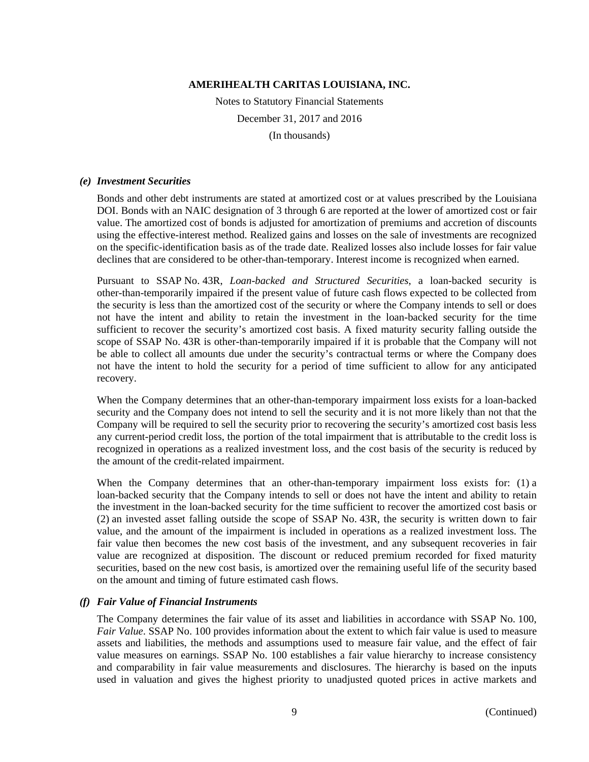### *(e) Investment Securities*

Bonds and other debt instruments are stated at amortized cost or at values prescribed by the Louisiana DOI. Bonds with an NAIC designation of 3 through 6 are reported at the lower of amortized cost or fair value. The amortized cost of bonds is adjusted for amortization of premiums and accretion of discounts using the effective-interest method. Realized gains and losses on the sale of investments are recognized on the specific-identification basis as of the trade date. Realized losses also include losses for fair value declines that are considered to be other-than-temporary. Interest income is recognized when earned.

Pursuant to SSAP No. 43R, *Loan-backed and Structured Securities*, a loan-backed security is other-than-temporarily impaired if the present value of future cash flows expected to be collected from the security is less than the amortized cost of the security or where the Company intends to sell or does not have the intent and ability to retain the investment in the loan-backed security for the time sufficient to recover the security's amortized cost basis. A fixed maturity security falling outside the scope of SSAP No. 43R is other-than-temporarily impaired if it is probable that the Company will not be able to collect all amounts due under the security's contractual terms or where the Company does not have the intent to hold the security for a period of time sufficient to allow for any anticipated recovery.

When the Company determines that an other-than-temporary impairment loss exists for a loan-backed security and the Company does not intend to sell the security and it is not more likely than not that the Company will be required to sell the security prior to recovering the security's amortized cost basis less any current-period credit loss, the portion of the total impairment that is attributable to the credit loss is recognized in operations as a realized investment loss, and the cost basis of the security is reduced by the amount of the credit-related impairment.

When the Company determines that an other-than-temporary impairment loss exists for: (1) a loan-backed security that the Company intends to sell or does not have the intent and ability to retain the investment in the loan-backed security for the time sufficient to recover the amortized cost basis or (2) an invested asset falling outside the scope of SSAP No. 43R, the security is written down to fair value, and the amount of the impairment is included in operations as a realized investment loss. The fair value then becomes the new cost basis of the investment, and any subsequent recoveries in fair value are recognized at disposition. The discount or reduced premium recorded for fixed maturity securities, based on the new cost basis, is amortized over the remaining useful life of the security based on the amount and timing of future estimated cash flows.

### *(f) Fair Value of Financial Instruments*

The Company determines the fair value of its asset and liabilities in accordance with SSAP No. 100, *Fair Value*. SSAP No. 100 provides information about the extent to which fair value is used to measure assets and liabilities, the methods and assumptions used to measure fair value, and the effect of fair value measures on earnings. SSAP No. 100 establishes a fair value hierarchy to increase consistency and comparability in fair value measurements and disclosures. The hierarchy is based on the inputs used in valuation and gives the highest priority to unadjusted quoted prices in active markets and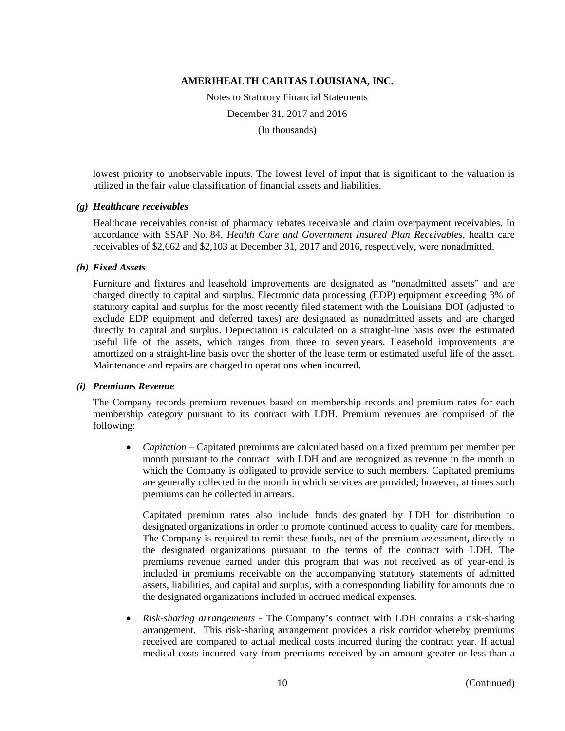lowest priority to unobservable inputs. The lowest level of input that is significant to the valuation is utilized in the fair value classification of financial assets and liabilities.

### *(g) Healthcare receivables*

Healthcare receivables consist of pharmacy rebates receivable and claim overpayment receivables. In accordance with SSAP No. 84, *Health Care and Government Insured Plan Receivables*, health care receivables of $2,662 and $2,103 at December 31, 2017 and 2016, respectively, were nonadmitted.

### *(h) Fixed Assets*

Furniture and fixtures and leasehold improvements are designated as "nonadmitted assets" and are charged directly to capital and surplus. Electronic data processing (EDP) equipment exceeding 3% of statutory capital and surplus for the most recently filed statement with the Louisiana DOI (adjusted to exclude EDP equipment and deferred taxes) are designated as nonadmitted assets and are charged directly to capital and surplus. Depreciation is calculated on a straight-line basis over the estimated useful life of the assets, which ranges from three to seven years. Leasehold improvements are amortized on a straight-line basis over the shorter of the lease term or estimated useful life of the asset. Maintenance and repairs are charged to operations when incurred.

### *(i) Premiums Revenue*

The Company records premium revenues based on membership records and premium rates for each membership category pursuant to its contract with LDH. Premium revenues are comprised of the following:

- *Capitation* – Capitated premiums are calculated based on a fixed premium per member per month pursuant to the contract with LDH and are recognized as revenue in the month in which the Company is obligated to provide service to such members. Capitated premiums are generally collected in the month in which services are provided; however, at times such premiums can be collected in arrears.

  Capitated premium rates also include funds designated by LDH for distribution to designated organizations in order to promote continued access to quality care for members. The Company is required to remit these funds, net of the premium assessment, directly to the designated organizations pursuant to the terms of the contract with LDH. The premiums revenue earned under this program that was not received as of year-end is included in premiums receivable on the accompanying statutory statements of admitted assets, liabilities, and capital and surplus, with a corresponding liability for amounts due to the designated organizations included in accrued medical expenses.

- *Risk-sharing arrangements* - The Company's contract with LDH contains a risk-sharing arrangement. This risk-sharing arrangement provides a risk corridor whereby premiums received are compared to actual medical costs incurred during the contract year. If actual medical costs incurred vary from premiums received by an amount greater or less than a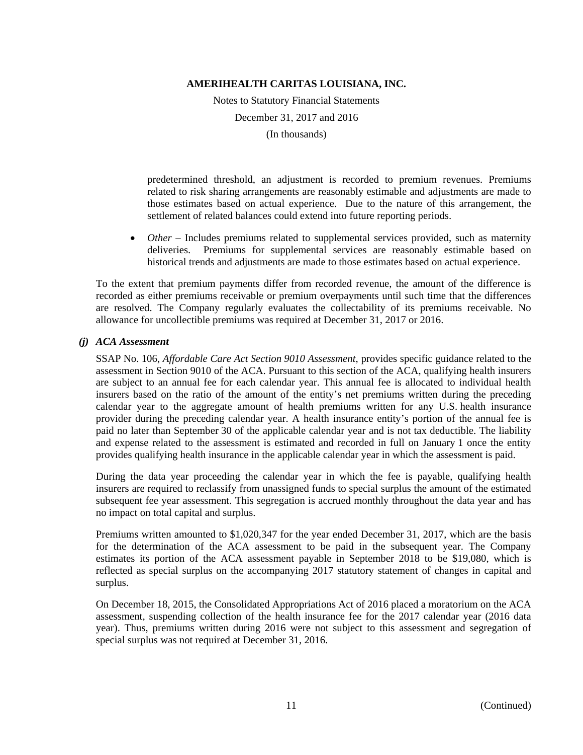predetermined threshold, an adjustment is recorded to premium revenues. Premiums related to risk sharing arrangements are reasonably estimable and adjustments are made to those estimates based on actual experience. Due to the nature of this arrangement, the settlement of related balances could extend into future reporting periods.

- *Other* – Includes premiums related to supplemental services provided, such as maternity deliveries. Premiums for supplemental services are reasonably estimable based on historical trends and adjustments are made to those estimates based on actual experience.

To the extent that premium payments differ from recorded revenue, the amount of the difference is recorded as either premiums receivable or premium overpayments until such time that the differences are resolved. The Company regularly evaluates the collectability of its premiums receivable. No allowance for uncollectible premiums was required at December 31, 2017 or 2016.

***(j) ACA Assessment***

SSAP No. 106, *Affordable Care Act Section 9010 Assessment*, provides specific guidance related to the assessment in Section 9010 of the ACA. Pursuant to this section of the ACA, qualifying health insurers are subject to an annual fee for each calendar year. This annual fee is allocated to individual health insurers based on the ratio of the amount of the entity's net premiums written during the preceding calendar year to the aggregate amount of health premiums written for any U.S. health insurance provider during the preceding calendar year. A health insurance entity's portion of the annual fee is paid no later than September 30 of the applicable calendar year and is not tax deductible. The liability and expense related to the assessment is estimated and recorded in full on January 1 once the entity provides qualifying health insurance in the applicable calendar year in which the assessment is paid.

During the data year proceeding the calendar year in which the fee is payable, qualifying health insurers are required to reclassify from unassigned funds to special surplus the amount of the estimated subsequent fee year assessment. This segregation is accrued monthly throughout the data year and has no impact on total capital and surplus.

Premiums written amounted to $1,020,347 for the year ended December 31, 2017, which are the basis for the determination of the ACA assessment to be paid in the subsequent year. The Company estimates its portion of the ACA assessment payable in September 2018 to be $19,080, which is reflected as special surplus on the accompanying 2017 statutory statement of changes in capital and surplus.

On December 18, 2015, the Consolidated Appropriations Act of 2016 placed a moratorium on the ACA assessment, suspending collection of the health insurance fee for the 2017 calendar year (2016 data year). Thus, premiums written during 2016 were not subject to this assessment and segregation of special surplus was not required at December 31, 2016.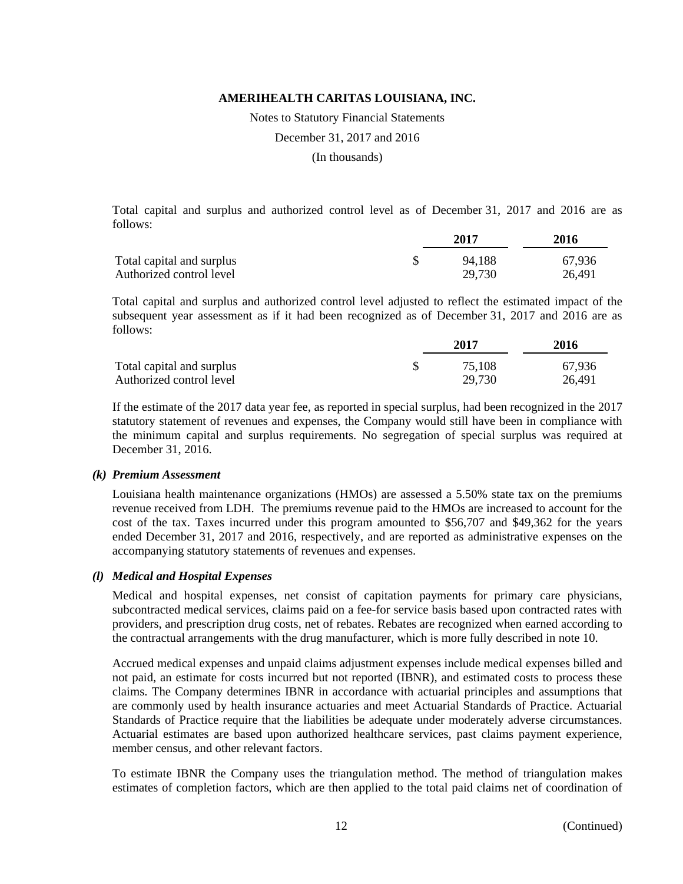Total capital and surplus and authorized control level as of December 31, 2017 and 2016 are as follows:

| | 2017 | 2016 |
|---|---|---|
| Total capital and surplus | $ 94,188 | 67,936 |
| Authorized control level | 29,730 | 26,491 |

Total capital and surplus and authorized control level adjusted to reflect the estimated impact of the subsequent year assessment as if it had been recognized as of December 31, 2017 and 2016 are as follows:

| | 2017 | 2016 |
|---|---|---|
| Total capital and surplus | $ 75,108 | 67,936 |
| Authorized control level | 29,730 | 26,491 |

If the estimate of the 2017 data year fee, as reported in special surplus, had been recognized in the 2017 statutory statement of revenues and expenses, the Company would still have been in compliance with the minimum capital and surplus requirements. No segregation of special surplus was required at December 31, 2016.

### *(k) Premium Assessment*

Louisiana health maintenance organizations (HMOs) are assessed a 5.50% state tax on the premiums revenue received from LDH. The premiums revenue paid to the HMOs are increased to account for the cost of the tax. Taxes incurred under this program amounted to $56,707 and $49,362 for the years ended December 31, 2017 and 2016, respectively, and are reported as administrative expenses on the accompanying statutory statements of revenues and expenses.

### *(l) Medical and Hospital Expenses*

Medical and hospital expenses, net consist of capitation payments for primary care physicians, subcontracted medical services, claims paid on a fee-for service basis based upon contracted rates with providers, and prescription drug costs, net of rebates. Rebates are recognized when earned according to the contractual arrangements with the drug manufacturer, which is more fully described in note 10.

Accrued medical expenses and unpaid claims adjustment expenses include medical expenses billed and not paid, an estimate for costs incurred but not reported (IBNR), and estimated costs to process these claims. The Company determines IBNR in accordance with actuarial principles and assumptions that are commonly used by health insurance actuaries and meet Actuarial Standards of Practice. Actuarial Standards of Practice require that the liabilities be adequate under moderately adverse circumstances. Actuarial estimates are based upon authorized healthcare services, past claims payment experience, member census, and other relevant factors.

To estimate IBNR the Company uses the triangulation method. The method of triangulation makes estimates of completion factors, which are then applied to the total paid claims net of coordination of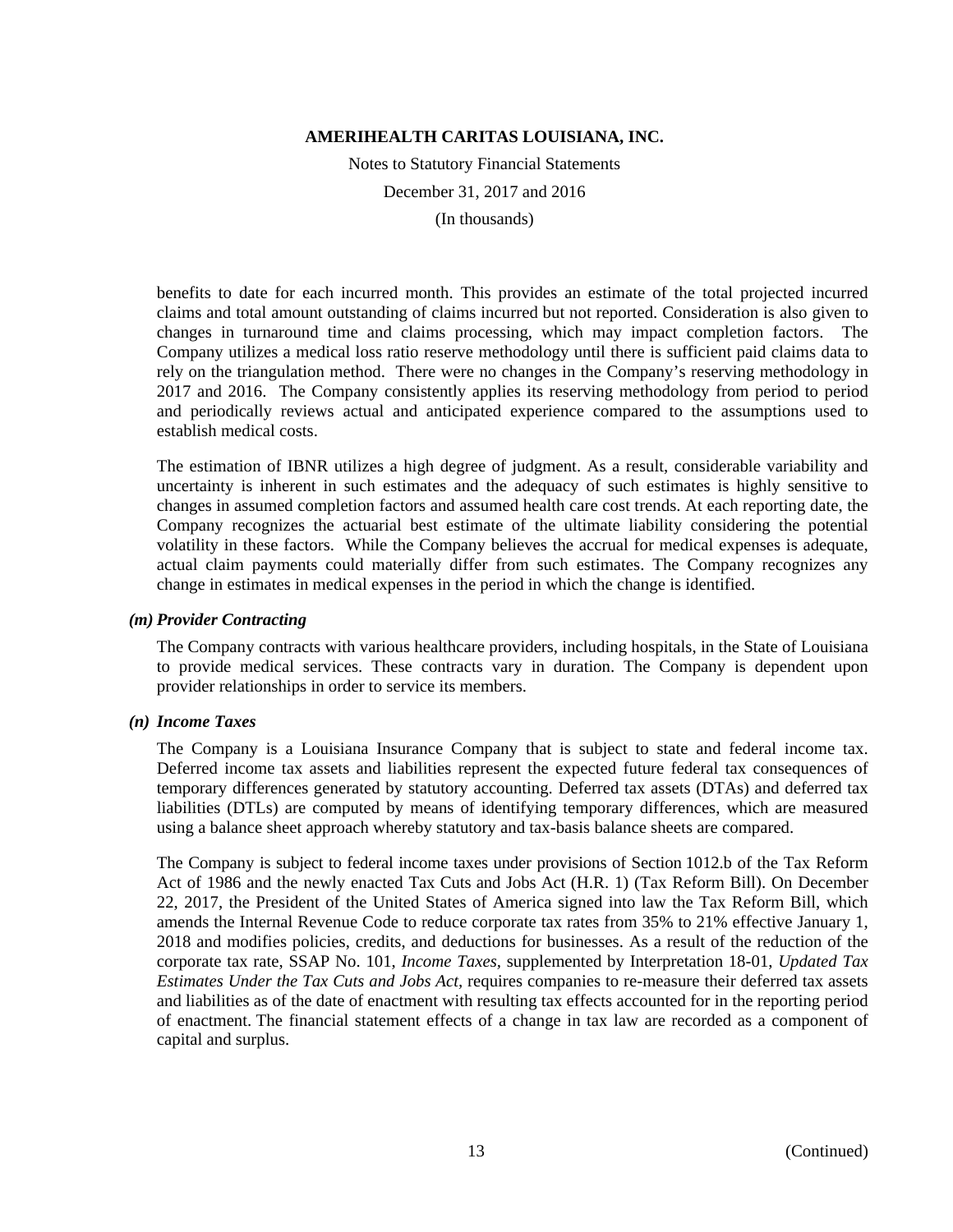benefits to date for each incurred month. This provides an estimate of the total projected incurred claims and total amount outstanding of claims incurred but not reported. Consideration is also given to changes in turnaround time and claims processing, which may impact completion factors. The Company utilizes a medical loss ratio reserve methodology until there is sufficient paid claims data to rely on the triangulation method. There were no changes in the Company's reserving methodology in 2017 and 2016. The Company consistently applies its reserving methodology from period to period and periodically reviews actual and anticipated experience compared to the assumptions used to establish medical costs.

The estimation of IBNR utilizes a high degree of judgment. As a result, considerable variability and uncertainty is inherent in such estimates and the adequacy of such estimates is highly sensitive to changes in assumed completion factors and assumed health care cost trends. At each reporting date, the Company recognizes the actuarial best estimate of the ultimate liability considering the potential volatility in these factors. While the Company believes the accrual for medical expenses is adequate, actual claim payments could materially differ from such estimates. The Company recognizes any change in estimates in medical expenses in the period in which the change is identified.

### *(m) Provider Contracting*

The Company contracts with various healthcare providers, including hospitals, in the State of Louisiana to provide medical services. These contracts vary in duration. The Company is dependent upon provider relationships in order to service its members.

### *(n) Income Taxes*

The Company is a Louisiana Insurance Company that is subject to state and federal income tax. Deferred income tax assets and liabilities represent the expected future federal tax consequences of temporary differences generated by statutory accounting. Deferred tax assets (DTAs) and deferred tax liabilities (DTLs) are computed by means of identifying temporary differences, which are measured using a balance sheet approach whereby statutory and tax-basis balance sheets are compared.

The Company is subject to federal income taxes under provisions of Section 1012.b of the Tax Reform Act of 1986 and the newly enacted Tax Cuts and Jobs Act (H.R. 1) (Tax Reform Bill). On December 22, 2017, the President of the United States of America signed into law the Tax Reform Bill, which amends the Internal Revenue Code to reduce corporate tax rates from 35% to 21% effective January 1, 2018 and modifies policies, credits, and deductions for businesses. As a result of the reduction of the corporate tax rate, SSAP No. 101, *Income Taxes*, supplemented by Interpretation 18-01, *Updated Tax Estimates Under the Tax Cuts and Jobs Act*, requires companies to re-measure their deferred tax assets and liabilities as of the date of enactment with resulting tax effects accounted for in the reporting period of enactment. The financial statement effects of a change in tax law are recorded as a component of capital and surplus.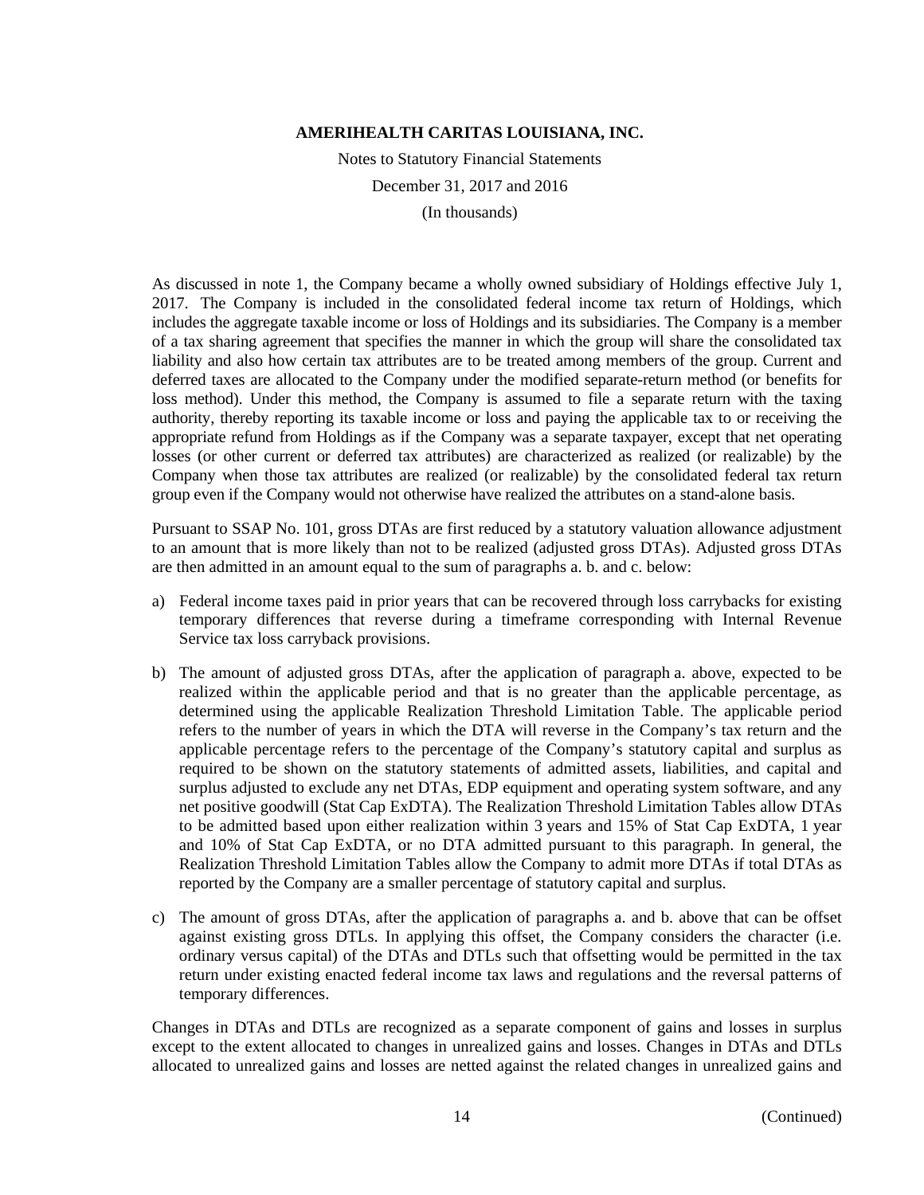As discussed in note 1, the Company became a wholly owned subsidiary of Holdings effective July 1, 2017. The Company is included in the consolidated federal income tax return of Holdings, which includes the aggregate taxable income or loss of Holdings and its subsidiaries. The Company is a member of a tax sharing agreement that specifies the manner in which the group will share the consolidated tax liability and also how certain tax attributes are to be treated among members of the group. Current and deferred taxes are allocated to the Company under the modified separate-return method (or benefits for loss method). Under this method, the Company is assumed to file a separate return with the taxing authority, thereby reporting its taxable income or loss and paying the applicable tax to or receiving the appropriate refund from Holdings as if the Company was a separate taxpayer, except that net operating losses (or other current or deferred tax attributes) are characterized as realized (or realizable) by the Company when those tax attributes are realized (or realizable) by the consolidated federal tax return group even if the Company would not otherwise have realized the attributes on a stand-alone basis.

Pursuant to SSAP No. 101, gross DTAs are first reduced by a statutory valuation allowance adjustment to an amount that is more likely than not to be realized (adjusted gross DTAs). Adjusted gross DTAs are then admitted in an amount equal to the sum of paragraphs a. b. and c. below:

a) Federal income taxes paid in prior years that can be recovered through loss carrybacks for existing temporary differences that reverse during a timeframe corresponding with Internal Revenue Service tax loss carryback provisions.

b) The amount of adjusted gross DTAs, after the application of paragraph a. above, expected to be realized within the applicable period and that is no greater than the applicable percentage, as determined using the applicable Realization Threshold Limitation Table. The applicable period refers to the number of years in which the DTA will reverse in the Company's tax return and the applicable percentage refers to the percentage of the Company's statutory capital and surplus as required to be shown on the statutory statements of admitted assets, liabilities, and capital and surplus adjusted to exclude any net DTAs, EDP equipment and operating system software, and any net positive goodwill (Stat Cap ExDTA). The Realization Threshold Limitation Tables allow DTAs to be admitted based upon either realization within 3 years and 15% of Stat Cap ExDTA, 1 year and 10% of Stat Cap ExDTA, or no DTA admitted pursuant to this paragraph. In general, the Realization Threshold Limitation Tables allow the Company to admit more DTAs if total DTAs as reported by the Company are a smaller percentage of statutory capital and surplus.

c) The amount of gross DTAs, after the application of paragraphs a. and b. above that can be offset against existing gross DTLs. In applying this offset, the Company considers the character (i.e. ordinary versus capital) of the DTAs and DTLs such that offsetting would be permitted in the tax return under existing enacted federal income tax laws and regulations and the reversal patterns of temporary differences.

Changes in DTAs and DTLs are recognized as a separate component of gains and losses in surplus except to the extent allocated to changes in unrealized gains and losses. Changes in DTAs and DTLs allocated to unrealized gains and losses are netted against the related changes in unrealized gains and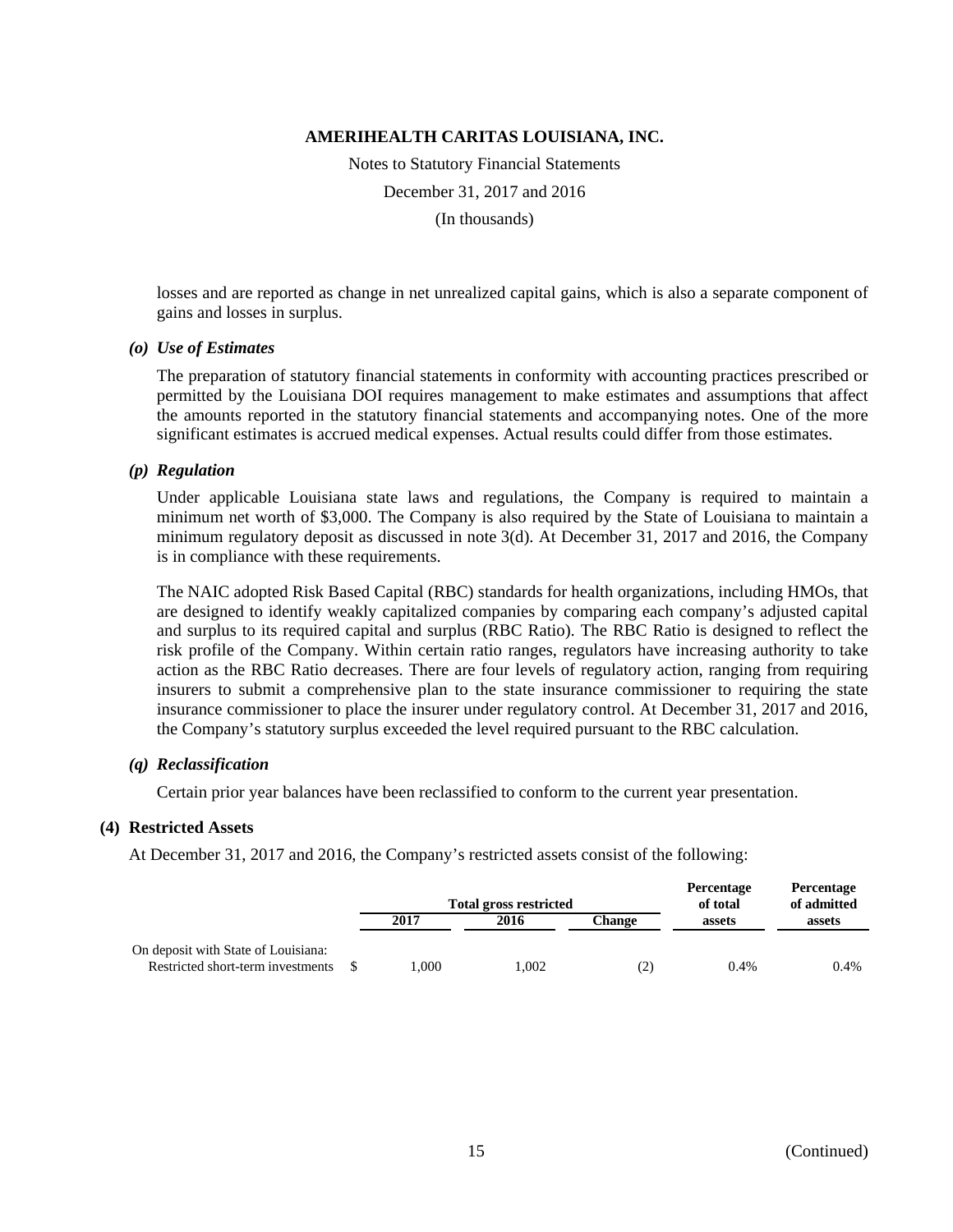losses and are reported as change in net unrealized capital gains, which is also a separate component of gains and losses in surplus.

*(o) Use of Estimates*

The preparation of statutory financial statements in conformity with accounting practices prescribed or permitted by the Louisiana DOI requires management to make estimates and assumptions that affect the amounts reported in the statutory financial statements and accompanying notes. One of the more significant estimates is accrued medical expenses. Actual results could differ from those estimates.

*(p) Regulation*

Under applicable Louisiana state laws and regulations, the Company is required to maintain a minimum net worth of $3,000. The Company is also required by the State of Louisiana to maintain a minimum regulatory deposit as discussed in note 3(d). At December 31, 2017 and 2016, the Company is in compliance with these requirements.

The NAIC adopted Risk Based Capital (RBC) standards for health organizations, including HMOs, that are designed to identify weakly capitalized companies by comparing each company's adjusted capital and surplus to its required capital and surplus (RBC Ratio). The RBC Ratio is designed to reflect the risk profile of the Company. Within certain ratio ranges, regulators have increasing authority to take action as the RBC Ratio decreases. There are four levels of regulatory action, ranging from requiring insurers to submit a comprehensive plan to the state insurance commissioner to requiring the state insurance commissioner to place the insurer under regulatory control. At December 31, 2017 and 2016, the Company's statutory surplus exceeded the level required pursuant to the RBC calculation.

*(q) Reclassification*

Certain prior year balances have been reclassified to conform to the current year presentation.

## (4) Restricted Assets

At December 31, 2017 and 2016, the Company's restricted assets consist of the following:

| | Total gross restricted | | | Percentage of total assets | Percentage of admitted assets |
|---|---|---|---|---|---|
| | 2017 | 2016 | Change | | |
| On deposit with State of Louisiana: Restricted short-term investments | $ 1,000 | 1,002 | (2) | 0.4% | 0.4% |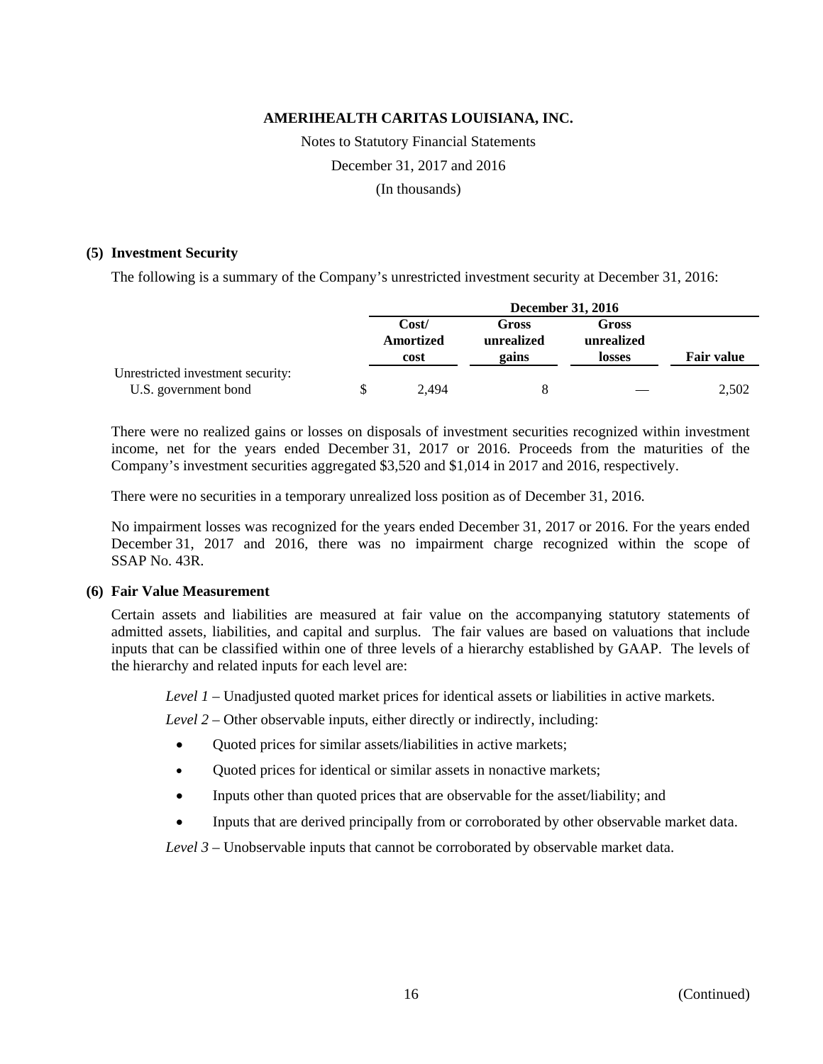AMERIHEALTH CARITAS LOUISIANA, INC.

Notes to Statutory Financial Statements

December 31, 2017 and 2016

(In thousands)

## (5) Investment Security

The following is a summary of the Company's unrestricted investment security at December 31, 2016:

| | December 31, 2016 | | | |
|---|---|---|---|---|
| | Cost/ Amortized cost | Gross unrealized gains | Gross unrealized losses | Fair value |
| Unrestricted investment security: | | | | |
| U.S. government bond | $ 2,494 | 8 | — | 2,502 |

There were no realized gains or losses on disposals of investment securities recognized within investment income, net for the years ended December 31, 2017 or 2016. Proceeds from the maturities of the Company's investment securities aggregated $3,520 and $1,014 in 2017 and 2016, respectively.

There were no securities in a temporary unrealized loss position as of December 31, 2016.

No impairment losses was recognized for the years ended December 31, 2017 or 2016. For the years ended December 31, 2017 and 2016, there was no impairment charge recognized within the scope of SSAP No. 43R.

## (6) Fair Value Measurement

Certain assets and liabilities are measured at fair value on the accompanying statutory statements of admitted assets, liabilities, and capital and surplus. The fair values are based on valuations that include inputs that can be classified within one of three levels of a hierarchy established by GAAP. The levels of the hierarchy and related inputs for each level are:

*Level 1* – Unadjusted quoted market prices for identical assets or liabilities in active markets.

*Level 2* – Other observable inputs, either directly or indirectly, including:

- Quoted prices for similar assets/liabilities in active markets;
- Quoted prices for identical or similar assets in nonactive markets;
- Inputs other than quoted prices that are observable for the asset/liability; and
- Inputs that are derived principally from or corroborated by other observable market data.

*Level 3* – Unobservable inputs that cannot be corroborated by observable market data.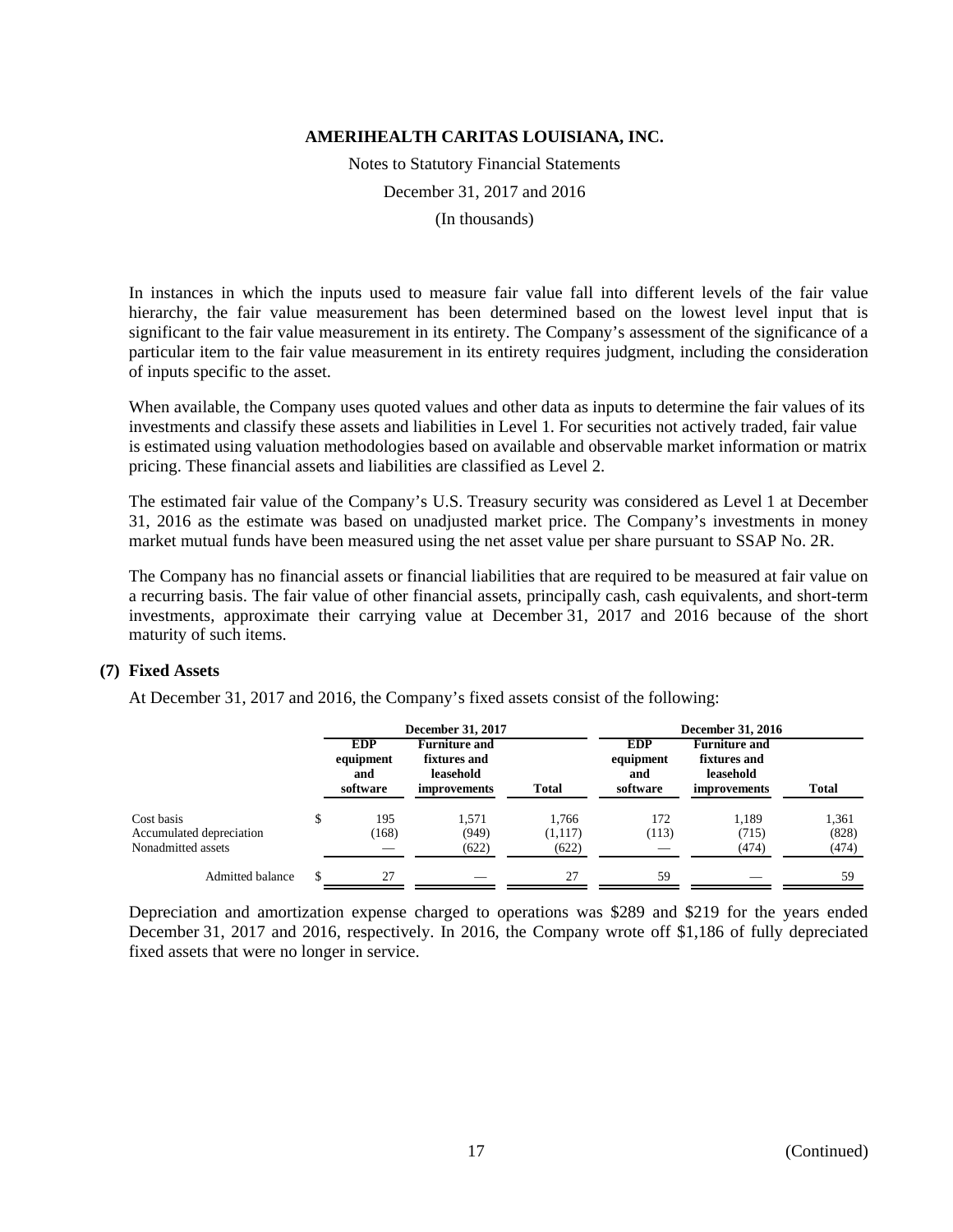In instances in which the inputs used to measure fair value fall into different levels of the fair value hierarchy, the fair value measurement has been determined based on the lowest level input that is significant to the fair value measurement in its entirety. The Company's assessment of the significance of a particular item to the fair value measurement in its entirety requires judgment, including the consideration of inputs specific to the asset.

When available, the Company uses quoted values and other data as inputs to determine the fair values of its investments and classify these assets and liabilities in Level 1. For securities not actively traded, fair value is estimated using valuation methodologies based on available and observable market information or matrix pricing. These financial assets and liabilities are classified as Level 2.

The estimated fair value of the Company's U.S. Treasury security was considered as Level 1 at December 31, 2016 as the estimate was based on unadjusted market price. The Company's investments in money market mutual funds have been measured using the net asset value per share pursuant to SSAP No. 2R.

The Company has no financial assets or financial liabilities that are required to be measured at fair value on a recurring basis. The fair value of other financial assets, principally cash, cash equivalents, and short-term investments, approximate their carrying value at December 31, 2017 and 2016 because of the short maturity of such items.

## (7) Fixed Assets

At December 31, 2017 and 2016, the Company's fixed assets consist of the following:

| | December 31, 2017 | | | December 31, 2016 | | |
|---|---|---|---|---|---|---|
| | EDP equipment and software | Furniture and fixtures and leasehold improvements | Total | EDP equipment and software | Furniture and fixtures and leasehold improvements | Total |
| Cost basis | $ 195 | 1,571 | 1,766 | 172 | 1,189 | 1,361 |
| Accumulated depreciation | (168) | (949) | (1,117) | (113) | (715) | (828) |
| Nonadmitted assets | — | (622) | (622) | — | (474) | (474) |
| Admitted balance | $ 27 | — | 27 | 59 | — | 59 |

Depreciation and amortization expense charged to operations was $289 and $219 for the years ended December 31, 2017 and 2016, respectively. In 2016, the Company wrote off $1,186 of fully depreciated fixed assets that were no longer in service.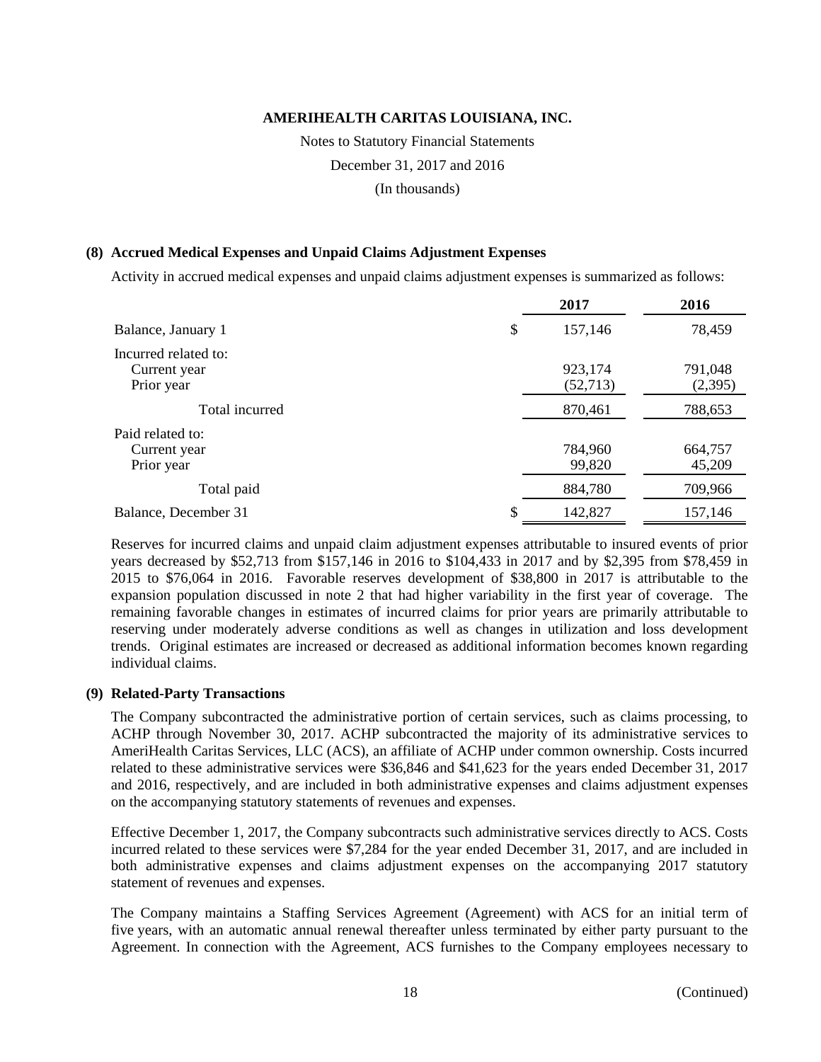**AMERIHEALTH CARITAS LOUISIANA, INC.**

Notes to Statutory Financial Statements

December 31, 2017 and 2016

(In thousands)

## (8) Accrued Medical Expenses and Unpaid Claims Adjustment Expenses

Activity in accrued medical expenses and unpaid claims adjustment expenses is summarized as follows:

| | | 2017 | 2016 |
|---|---|---|---|
| Balance, January 1 | $ | 157,146 | 78,459 |
| Incurred related to: | | | |
| Current year | | 923,174 | 791,048 |
| Prior year | | (52,713) | (2,395) |
| Total incurred | | 870,461 | 788,653 |
| Paid related to: | | | |
| Current year | | 784,960 | 664,757 |
| Prior year | | 99,820 | 45,209 |
| Total paid | | 884,780 | 709,966 |
| Balance, December 31 | $ | 142,827 | 157,146 |

Reserves for incurred claims and unpaid claim adjustment expenses attributable to insured events of prior years decreased by $52,713 from $157,146 in 2016 to $104,433 in 2017 and by $2,395 from $78,459 in 2015 to $76,064 in 2016. Favorable reserves development of $38,800 in 2017 is attributable to the expansion population discussed in note 2 that had higher variability in the first year of coverage. The remaining favorable changes in estimates of incurred claims for prior years are primarily attributable to reserving under moderately adverse conditions as well as changes in utilization and loss development trends. Original estimates are increased or decreased as additional information becomes known regarding individual claims.

## (9) Related-Party Transactions

The Company subcontracted the administrative portion of certain services, such as claims processing, to ACHP through November 30, 2017. ACHP subcontracted the majority of its administrative services to AmeriHealth Caritas Services, LLC (ACS), an affiliate of ACHP under common ownership. Costs incurred related to these administrative services were $36,846 and $41,623 for the years ended December 31, 2017 and 2016, respectively, and are included in both administrative expenses and claims adjustment expenses on the accompanying statutory statements of revenues and expenses.

Effective December 1, 2017, the Company subcontracts such administrative services directly to ACS. Costs incurred related to these services were $7,284 for the year ended December 31, 2017, and are included in both administrative expenses and claims adjustment expenses on the accompanying 2017 statutory statement of revenues and expenses.

The Company maintains a Staffing Services Agreement (Agreement) with ACS for an initial term of five years, with an automatic annual renewal thereafter unless terminated by either party pursuant to the Agreement. In connection with the Agreement, ACS furnishes to the Company employees necessary to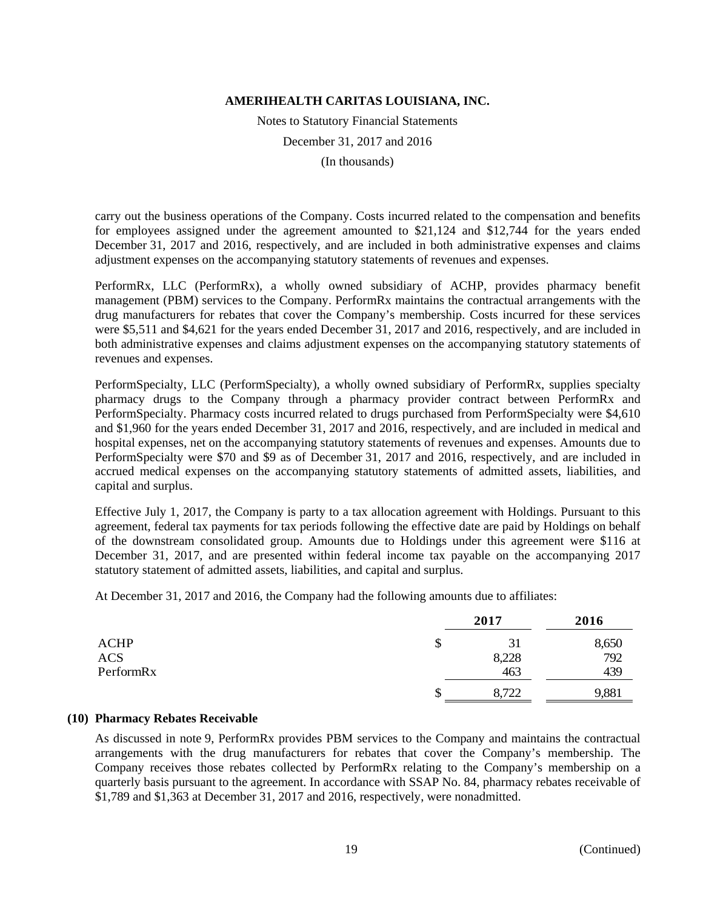carry out the business operations of the Company. Costs incurred related to the compensation and benefits for employees assigned under the agreement amounted to $21,124 and $12,744 for the years ended December 31, 2017 and 2016, respectively, and are included in both administrative expenses and claims adjustment expenses on the accompanying statutory statements of revenues and expenses.

PerformRx, LLC (PerformRx), a wholly owned subsidiary of ACHP, provides pharmacy benefit management (PBM) services to the Company. PerformRx maintains the contractual arrangements with the drug manufacturers for rebates that cover the Company's membership. Costs incurred for these services were $5,511 and $4,621 for the years ended December 31, 2017 and 2016, respectively, and are included in both administrative expenses and claims adjustment expenses on the accompanying statutory statements of revenues and expenses.

PerformSpecialty, LLC (PerformSpecialty), a wholly owned subsidiary of PerformRx, supplies specialty pharmacy drugs to the Company through a pharmacy provider contract between PerformRx and PerformSpecialty. Pharmacy costs incurred related to drugs purchased from PerformSpecialty were $4,610 and $1,960 for the years ended December 31, 2017 and 2016, respectively, and are included in medical and hospital expenses, net on the accompanying statutory statements of revenues and expenses. Amounts due to PerformSpecialty were $70 and $9 as of December 31, 2017 and 2016, respectively, and are included in accrued medical expenses on the accompanying statutory statements of admitted assets, liabilities, and capital and surplus.

Effective July 1, 2017, the Company is party to a tax allocation agreement with Holdings. Pursuant to this agreement, federal tax payments for tax periods following the effective date are paid by Holdings on behalf of the downstream consolidated group. Amounts due to Holdings under this agreement were $116 at December 31, 2017, and are presented within federal income tax payable on the accompanying 2017 statutory statement of admitted assets, liabilities, and capital and surplus.

At December 31, 2017 and 2016, the Company had the following amounts due to affiliates:

| | 2017 | 2016 |
|---|---|---|
| ACHP | $ 31 | 8,650 |
| ACS | 8,228 | 792 |
| PerformRx | 463 | 439 |
| | $ 8,722 | 9,881 |

## (10) Pharmacy Rebates Receivable

As discussed in note 9, PerformRx provides PBM services to the Company and maintains the contractual arrangements with the drug manufacturers for rebates that cover the Company's membership. The Company receives those rebates collected by PerformRx relating to the Company's membership on a quarterly basis pursuant to the agreement. In accordance with SSAP No. 84, pharmacy rebates receivable of $1,789 and $1,363 at December 31, 2017 and 2016, respectively, were nonadmitted.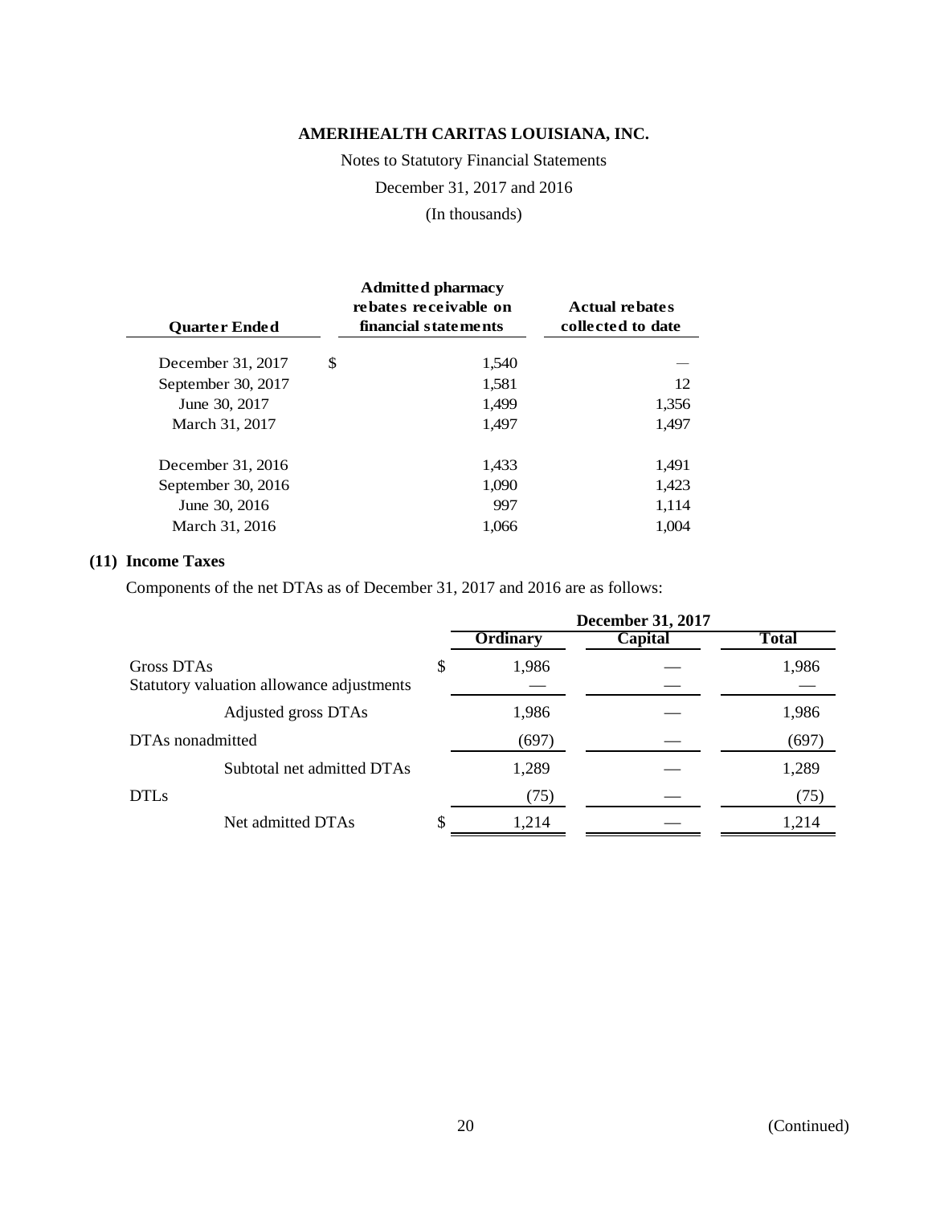# AMERIHEALTH CARITAS LOUISIANA, INC.

Notes to Statutory Financial Statements

December 31, 2017 and 2016

(In thousands)

| Quarter Ended | Admitted pharmacy rebates receivable on financial statements | Actual rebates collected to date |
|---|---|---|
| December 31, 2017 | $ 1,540 | — |
| September 30, 2017 | 1,581 | 12 |
| June 30, 2017 | 1,499 | 1,356 |
| March 31, 2017 | 1,497 | 1,497 |
| December 31, 2016 | 1,433 | 1,491 |
| September 30, 2016 | 1,090 | 1,423 |
| June 30, 2016 | 997 | 1,114 |
| March 31, 2016 | 1,066 | 1,004 |

## (11) Income Taxes

Components of the net DTAs as of December 31, 2017 and 2016 are as follows:

| | December 31, 2017 | | |
|---|---|---|---|
| | Ordinary | Capital | Total |
| Gross DTAs | $ 1,986 | — | 1,986 |
| Statutory valuation allowance adjustments | — | — | — |
| Adjusted gross DTAs | 1,986 | — | 1,986 |
| DTAs nonadmitted | (697) | — | (697) |
| Subtotal net admitted DTAs | 1,289 | — | 1,289 |
| DTLs | (75) | — | (75) |
| Net admitted DTAs | $ 1,214 | — | 1,214 |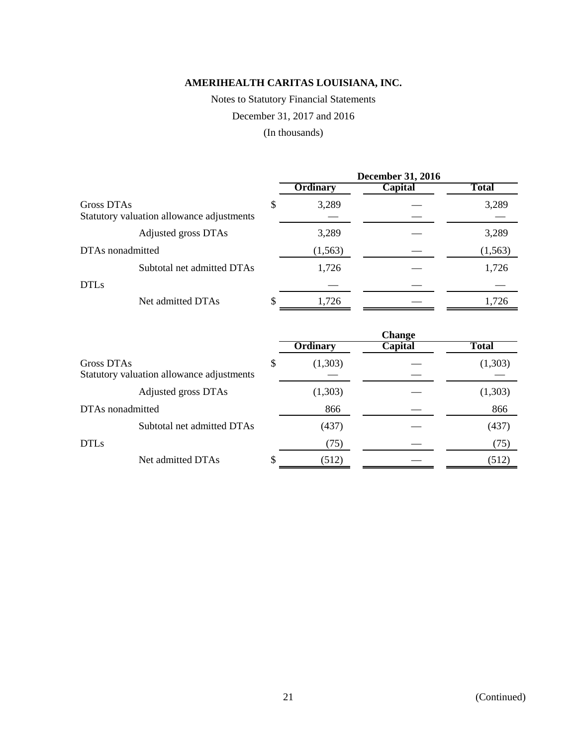**AMERIHEALTH CARITAS LOUISIANA, INC.**

Notes to Statutory Financial Statements

December 31, 2017 and 2016

(In thousands)

| | December 31, 2016 | | |
|---|---|---|---|
| | Ordinary | Capital | Total |
| Gross DTAs | $ 3,289 | — | 3,289 |
| Statutory valuation allowance adjustments | — | — | — |
| Adjusted gross DTAs | 3,289 | — | 3,289 |
| DTAs nonadmitted | (1,563) | — | (1,563) |
| Subtotal net admitted DTAs | 1,726 | — | 1,726 |
| DTLs | — | — | — |
| Net admitted DTAs | $ 1,726 | — | 1,726 |

| | Change | | |
|---|---|---|---|
| | Ordinary | Capital | Total |
| Gross DTAs | $ (1,303) | — | (1,303) |
| Statutory valuation allowance adjustments | — | — | — |
| Adjusted gross DTAs | (1,303) | — | (1,303) |
| DTAs nonadmitted | 866 | — | 866 |
| Subtotal net admitted DTAs | (437) | — | (437) |
| DTLs | (75) | — | (75) |
| Net admitted DTAs | $ (512) | — | (512) |

(Continued)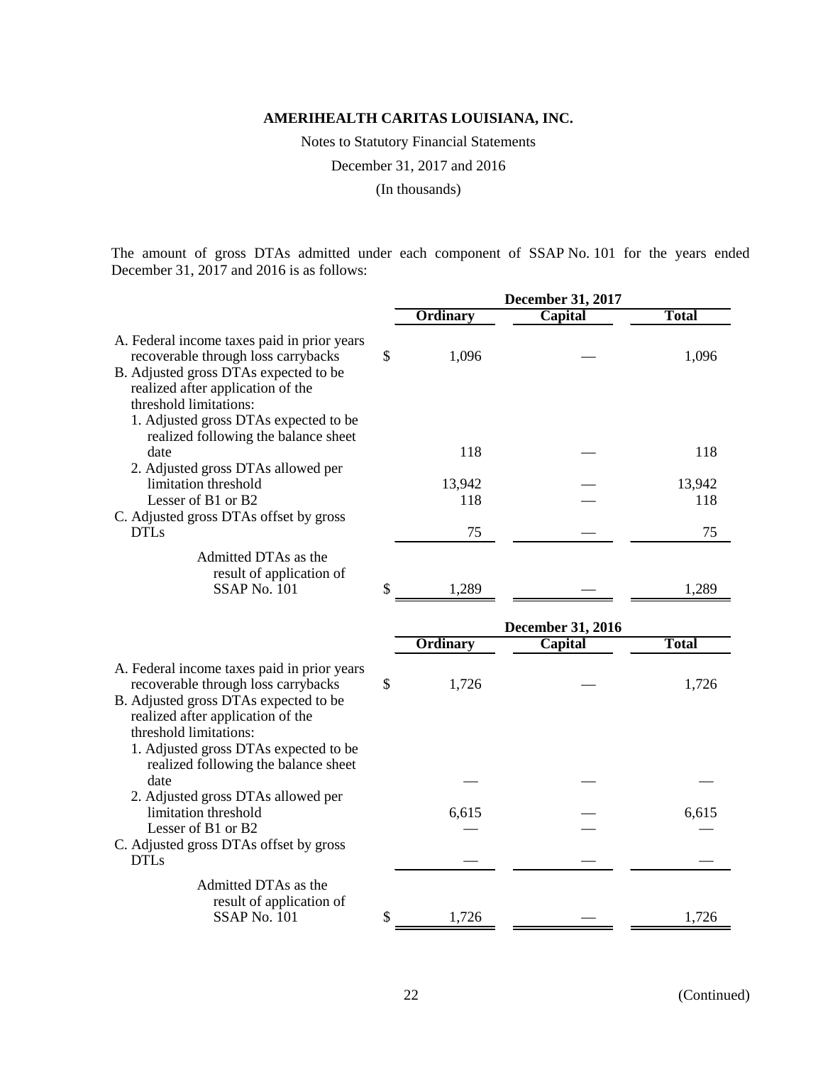**AMERIHEALTH CARITAS LOUISIANA, INC.**

Notes to Statutory Financial Statements

December 31, 2017 and 2016

(In thousands)

The amount of gross DTAs admitted under each component of SSAP No. 101 for the years ended December 31, 2017 and 2016 is as follows:

| | December 31, 2017 | | |
|---|---|---|---|
| | Ordinary | Capital | Total |
| A. Federal income taxes paid in prior years recoverable through loss carrybacks | $ 1,096 | — | 1,096 |
| B. Adjusted gross DTAs expected to be realized after application of the threshold limitations: | | | |
| 1. Adjusted gross DTAs expected to be realized following the balance sheet date | 118 | — | 118 |
| 2. Adjusted gross DTAs allowed per limitation threshold | 13,942 | — | 13,942 |
| Lesser of B1 or B2 | 118 | — | 118 |
| C. Adjusted gross DTAs offset by gross DTLs | 75 | — | 75 |
| Admitted DTAs as the result of application of SSAP No. 101 | $ 1,289 | — | 1,289 |

| | December 31, 2016 | | |
|---|---|---|---|
| | Ordinary | Capital | Total |
| A. Federal income taxes paid in prior years recoverable through loss carrybacks | $ 1,726 | — | 1,726 |
| B. Adjusted gross DTAs expected to be realized after application of the threshold limitations: | | | |
| 1. Adjusted gross DTAs expected to be realized following the balance sheet date | — | — | — |
| 2. Adjusted gross DTAs allowed per limitation threshold | 6,615 | — | 6,615 |
| Lesser of B1 or B2 | — | — | — |
| C. Adjusted gross DTAs offset by gross DTLs | — | — | — |
| Admitted DTAs as the result of application of SSAP No. 101 | $ 1,726 | — | 1,726 |

(Continued)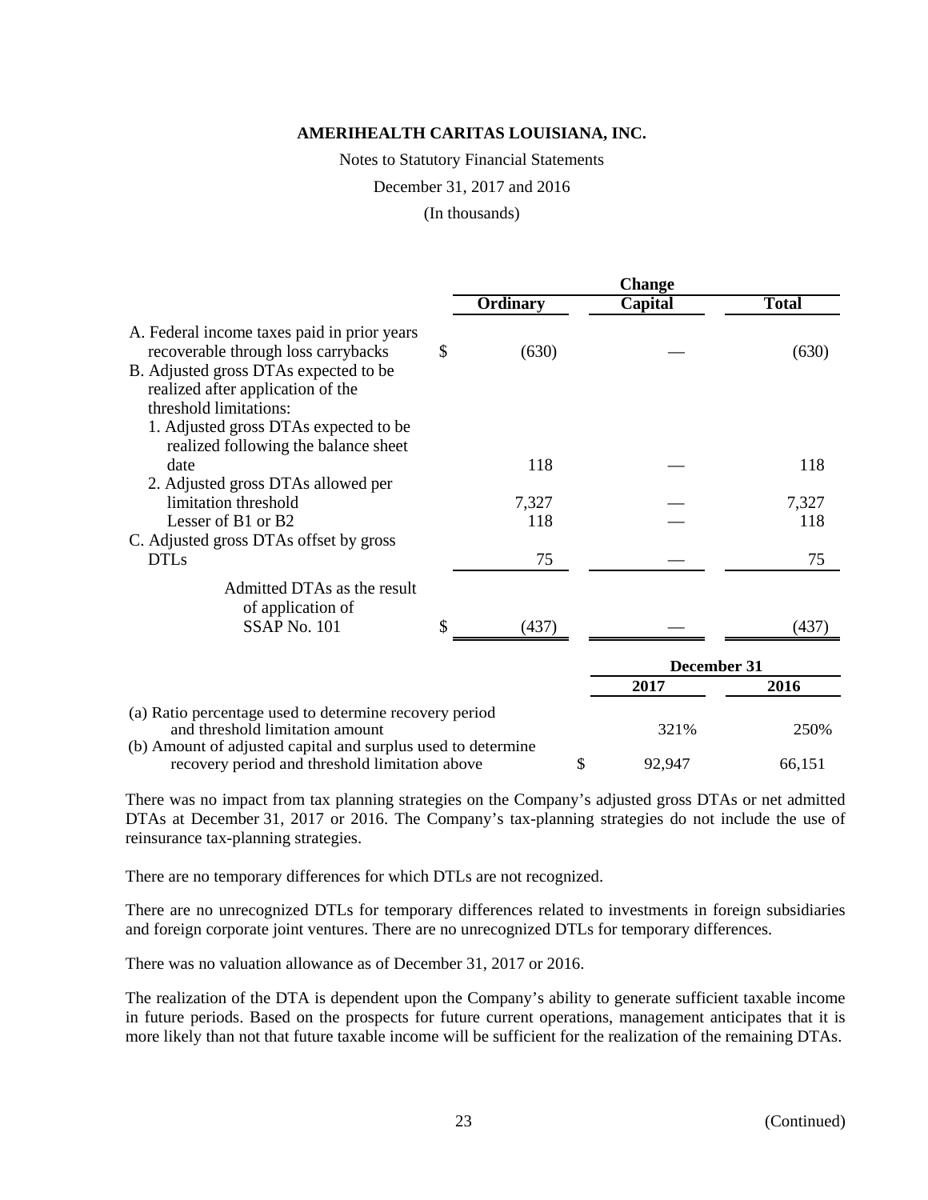**AMERIHEALTH CARITAS LOUISIANA, INC.**

Notes to Statutory Financial Statements

December 31, 2017 and 2016

(In thousands)

| | Change | | |
|---|---|---|---|
| | **Ordinary** | **Capital** | **Total** |
| A. Federal income taxes paid in prior years recoverable through loss carrybacks | $ (630) | — | (630) |
| B. Adjusted gross DTAs expected to be realized after application of the threshold limitations: | | | |
| 1. Adjusted gross DTAs expected to be realized following the balance sheet date | 118 | — | 118 |
| 2. Adjusted gross DTAs allowed per limitation threshold | 7,327 | — | 7,327 |
| Lesser of B1 or B2 | 118 | — | 118 |
| C. Adjusted gross DTAs offset by gross DTLs | 75 | — | 75 |
| Admitted DTAs as the result of application of SSAP No. 101 | $ (437) | — | (437) |

| | December 31 | |
|---|---|---|
| | **2017** | **2016** |
| (a) Ratio percentage used to determine recovery period and threshold limitation amount | 321% | 250% |
| (b) Amount of adjusted capital and surplus used to determine recovery period and threshold limitation above | $ 92,947 | 66,151 |

There was no impact from tax planning strategies on the Company's adjusted gross DTAs or net admitted DTAs at December 31, 2017 or 2016. The Company's tax-planning strategies do not include the use of reinsurance tax-planning strategies.

There are no temporary differences for which DTLs are not recognized.

There are no unrecognized DTLs for temporary differences related to investments in foreign subsidiaries and foreign corporate joint ventures. There are no unrecognized DTLs for temporary differences.

There was no valuation allowance as of December 31, 2017 or 2016.

The realization of the DTA is dependent upon the Company's ability to generate sufficient taxable income in future periods. Based on the prospects for future current operations, management anticipates that it is more likely than not that future taxable income will be sufficient for the realization of the remaining DTAs.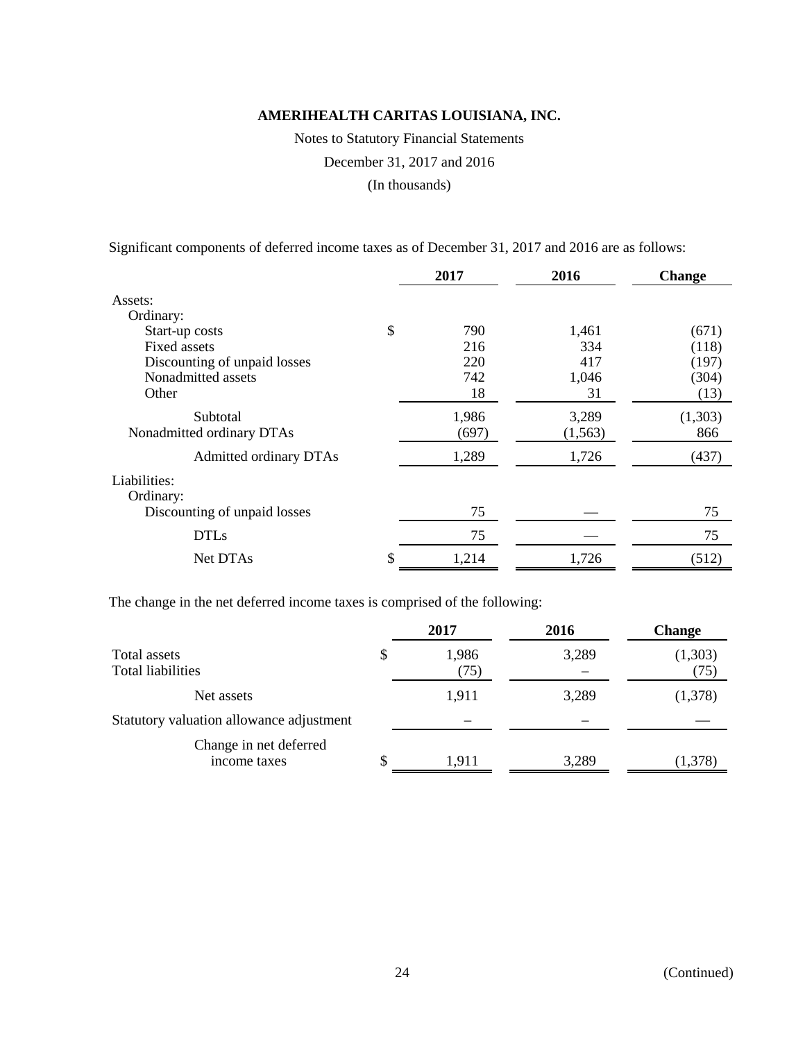**AMERIHEALTH CARITAS LOUISIANA, INC.**

Notes to Statutory Financial Statements

December 31, 2017 and 2016

(In thousands)

Significant components of deferred income taxes as of December 31, 2017 and 2016 are as follows:

| | 2017 | 2016 | Change |
|---|---|---|---|
| Assets: | | | |
| Ordinary: | | | |
| Start-up costs | $ 790 | 1,461 | (671) |
| Fixed assets | 216 | 334 | (118) |
| Discounting of unpaid losses | 220 | 417 | (197) |
| Nonadmitted assets | 742 | 1,046 | (304) |
| Other | 18 | 31 | (13) |
| Subtotal | 1,986 | 3,289 | (1,303) |
| Nonadmitted ordinary DTAs | (697) | (1,563) | 866 |
| Admitted ordinary DTAs | 1,289 | 1,726 | (437) |
| Liabilities: | | | |
| Ordinary: | | | |
| Discounting of unpaid losses | 75 | — | 75 |
| DTLs | 75 | — | 75 |
| Net DTAs | $ 1,214 | 1,726 | (512) |

The change in the net deferred income taxes is comprised of the following:

| | 2017 | 2016 | Change |
|---|---|---|---|
| Total assets | $ 1,986 | 3,289 | (1,303) |
| Total liabilities | (75) | – | (75) |
| Net assets | 1,911 | 3,289 | (1,378) |
| Statutory valuation allowance adjustment | – | – | — |
| Change in net deferred income taxes | $ 1,911 | 3,289 | (1,378) |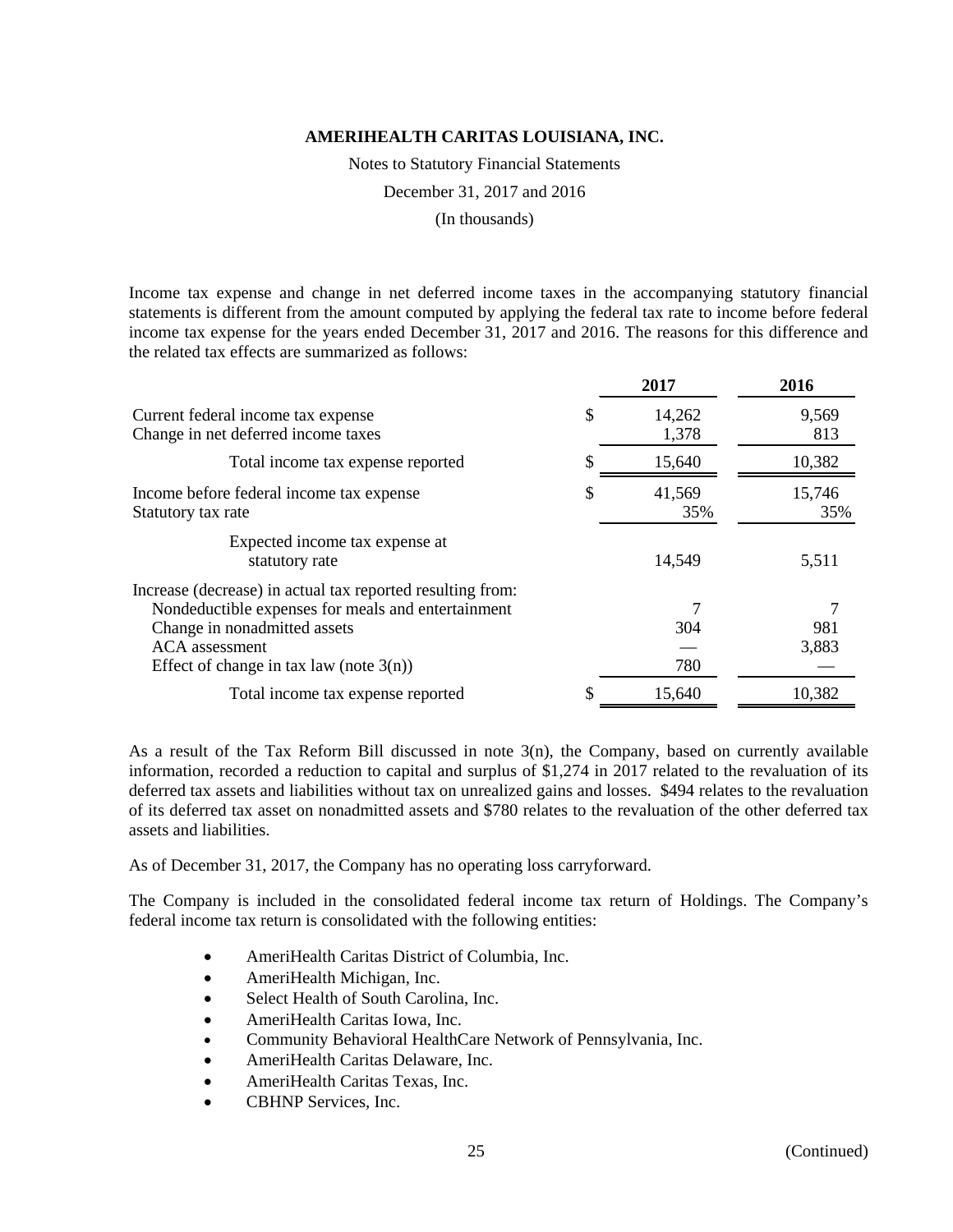**AMERIHEALTH CARITAS LOUISIANA, INC.**

Notes to Statutory Financial Statements

December 31, 2017 and 2016

(In thousands)

Income tax expense and change in net deferred income taxes in the accompanying statutory financial statements is different from the amount computed by applying the federal tax rate to income before federal income tax expense for the years ended December 31, 2017 and 2016. The reasons for this difference and the related tax effects are summarized as follows:

| | | 2017 | 2016 |
|---|---|---|---|
| Current federal income tax expense | $ | 14,262 | 9,569 |
| Change in net deferred income taxes | | 1,378 | 813 |
| Total income tax expense reported | $ | 15,640 | 10,382 |
| Income before federal income tax expense | $ | 41,569 | 15,746 |
| Statutory tax rate | | 35% | 35% |
| Expected income tax expense at statutory rate | | 14,549 | 5,511 |
| Increase (decrease) in actual tax reported resulting from: | | | |
| Nondeductible expenses for meals and entertainment | | 7 | 7 |
| Change in nonadmitted assets | | 304 | 981 |
| ACA assessment | | — | 3,883 |
| Effect of change in tax law (note 3(n)) | | 780 | — |
| Total income tax expense reported | $ | 15,640 | 10,382 |

As a result of the Tax Reform Bill discussed in note 3(n), the Company, based on currently available information, recorded a reduction to capital and surplus of $1,274 in 2017 related to the revaluation of its deferred tax assets and liabilities without tax on unrealized gains and losses. $494 relates to the revaluation of its deferred tax asset on nonadmitted assets and $780 relates to the revaluation of the other deferred tax assets and liabilities.

As of December 31, 2017, the Company has no operating loss carryforward.

The Company is included in the consolidated federal income tax return of Holdings. The Company's federal income tax return is consolidated with the following entities:

- AmeriHealth Caritas District of Columbia, Inc.
- AmeriHealth Michigan, Inc.
- Select Health of South Carolina, Inc.
- AmeriHealth Caritas Iowa, Inc.
- Community Behavioral HealthCare Network of Pennsylvania, Inc.
- AmeriHealth Caritas Delaware, Inc.
- AmeriHealth Caritas Texas, Inc.
- CBHNP Services, Inc.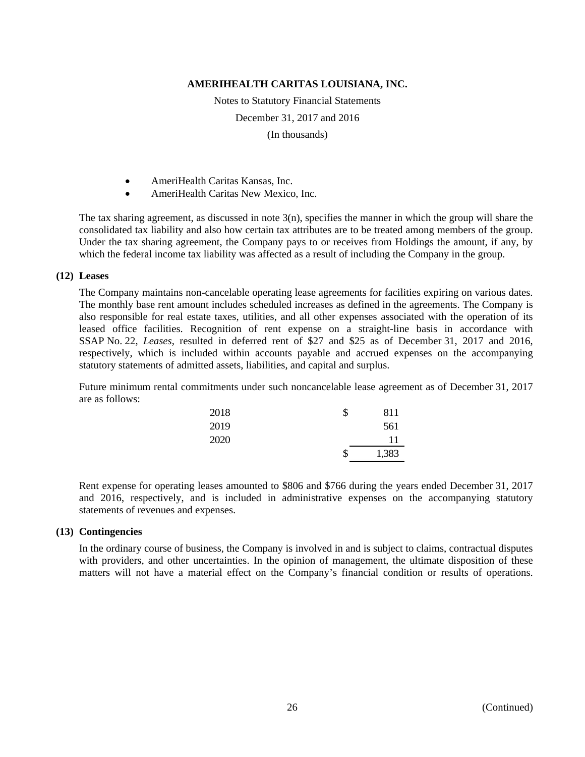- AmeriHealth Caritas Kansas, Inc.
- AmeriHealth Caritas New Mexico, Inc.

The tax sharing agreement, as discussed in note 3(n), specifies the manner in which the group will share the consolidated tax liability and also how certain tax attributes are to be treated among members of the group. Under the tax sharing agreement, the Company pays to or receives from Holdings the amount, if any, by which the federal income tax liability was affected as a result of including the Company in the group.

## (12) Leases

The Company maintains non-cancelable operating lease agreements for facilities expiring on various dates. The monthly base rent amount includes scheduled increases as defined in the agreements. The Company is also responsible for real estate taxes, utilities, and all other expenses associated with the operation of its leased office facilities. Recognition of rent expense on a straight-line basis in accordance with SSAP No. 22, *Leases*, resulted in deferred rent of $27 and $25 as of December 31, 2017 and 2016, respectively, which is included within accounts payable and accrued expenses on the accompanying statutory statements of admitted assets, liabilities, and capital and surplus.

Future minimum rental commitments under such noncancelable lease agreement as of December 31, 2017 are as follows:

| | |
|---|---|
| 2018 | $ 811 |
| 2019 | 561 |
| 2020 | 11 |
| | $ 1,383 |

Rent expense for operating leases amounted to $806 and $766 during the years ended December 31, 2017 and 2016, respectively, and is included in administrative expenses on the accompanying statutory statements of revenues and expenses.

## (13) Contingencies

In the ordinary course of business, the Company is involved in and is subject to claims, contractual disputes with providers, and other uncertainties. In the opinion of management, the ultimate disposition of these matters will not have a material effect on the Company's financial condition or results of operations.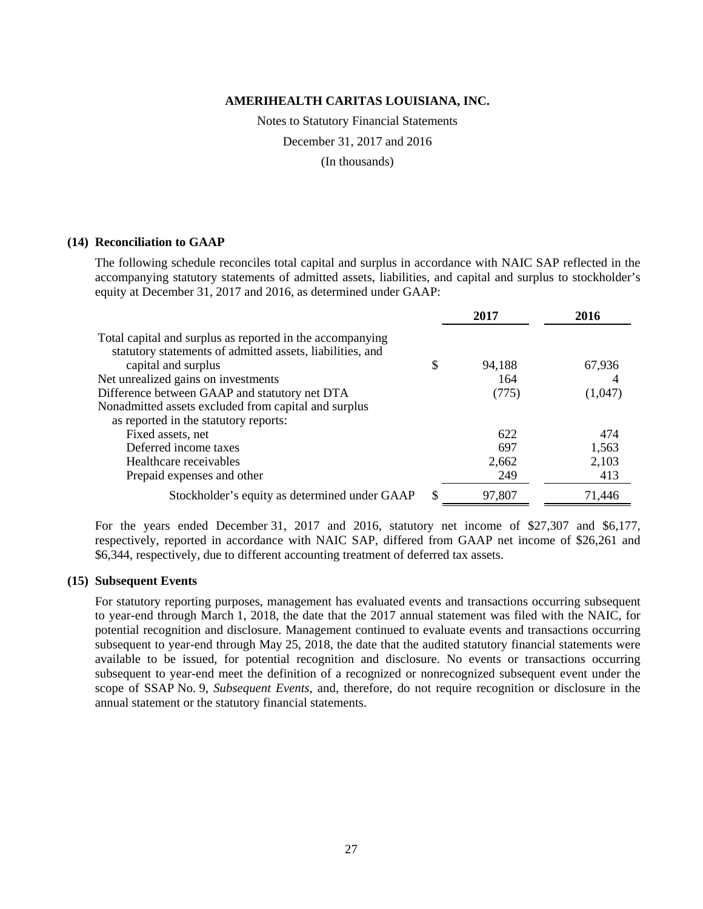**AMERIHEALTH CARITAS LOUISIANA, INC.**

Notes to Statutory Financial Statements

December 31, 2017 and 2016

(In thousands)

## (14) Reconciliation to GAAP

The following schedule reconciles total capital and surplus in accordance with NAIC SAP reflected in the accompanying statutory statements of admitted assets, liabilities, and capital and surplus to stockholder's equity at December 31, 2017 and 2016, as determined under GAAP:

| | | 2017 | 2016 |
|---|---|---|---|
| Total capital and surplus as reported in the accompanying statutory statements of admitted assets, liabilities, and capital and surplus | $ | 94,188 | 67,936 |
| Net unrealized gains on investments | | 164 | 4 |
| Difference between GAAP and statutory net DTA | | (775) | (1,047) |
| Nonadmitted assets excluded from capital and surplus as reported in the statutory reports: | | | |
| Fixed assets, net | | 622 | 474 |
| Deferred income taxes | | 697 | 1,563 |
| Healthcare receivables | | 2,662 | 2,103 |
| Prepaid expenses and other | | 249 | 413 |
| Stockholder's equity as determined under GAAP | $ | 97,807 | 71,446 |

For the years ended December 31, 2017 and 2016, statutory net income of $27,307 and $6,177, respectively, reported in accordance with NAIC SAP, differed from GAAP net income of $26,261 and $6,344, respectively, due to different accounting treatment of deferred tax assets.

## (15) Subsequent Events

For statutory reporting purposes, management has evaluated events and transactions occurring subsequent to year-end through March 1, 2018, the date that the 2017 annual statement was filed with the NAIC, for potential recognition and disclosure. Management continued to evaluate events and transactions occurring subsequent to year-end through May 25, 2018, the date that the audited statutory financial statements were available to be issued, for potential recognition and disclosure. No events or transactions occurring subsequent to year-end meet the definition of a recognized or nonrecognized subsequent event under the scope of SSAP No. 9, *Subsequent Events*, and, therefore, do not require recognition or disclosure in the annual statement or the statutory financial statements.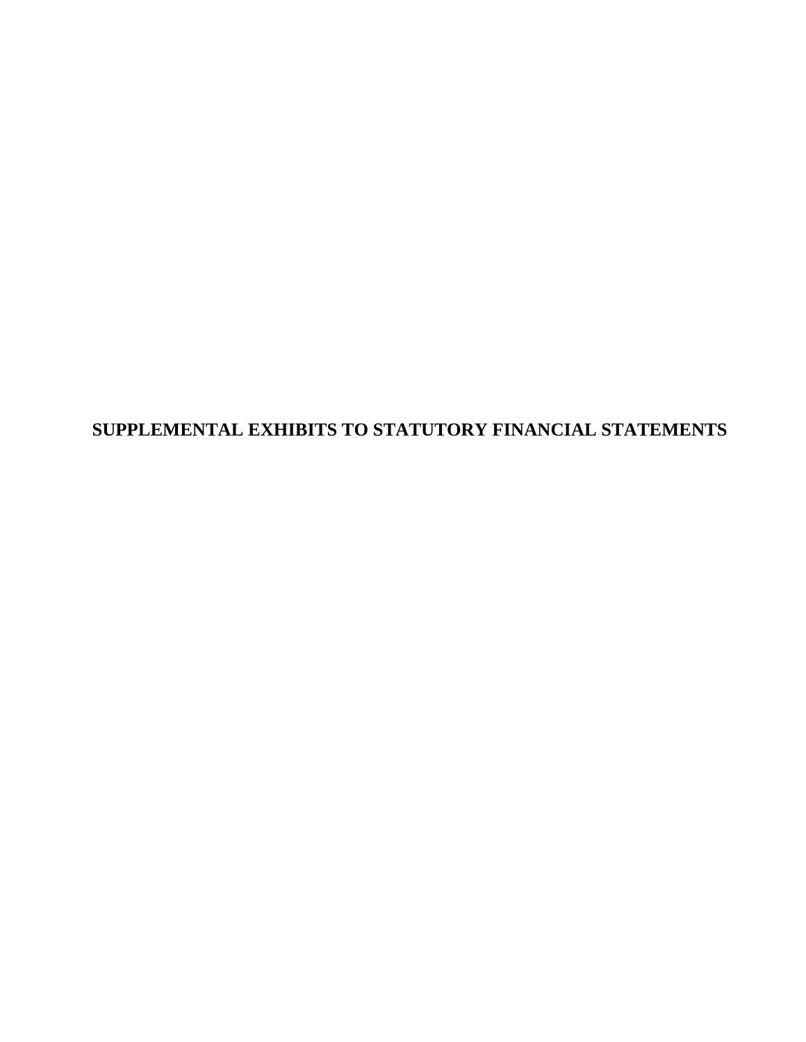# SUPPLEMENTAL EXHIBITS TO STATUTORY FINANCIAL STATEMENTS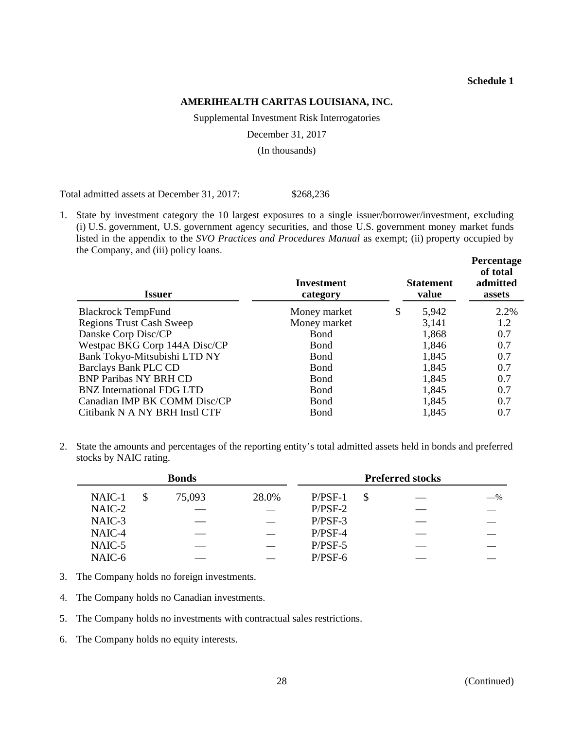**Schedule 1**

**AMERIHEALTH CARITAS LOUISIANA, INC.**

Supplemental Investment Risk Interrogatories

December 31, 2017

(In thousands)

Total admitted assets at December 31, 2017: $268,236

1. State by investment category the 10 largest exposures to a single issuer/borrower/investment, excluding (i) U.S. government, U.S. government agency securities, and those U.S. government money market funds listed in the appendix to the *SVO Practices and Procedures Manual* as exempt; (ii) property occupied by the Company, and (iii) policy loans.

| Issuer | Investment category | Statement value | Percentage of total admitted assets |
|---|---|---|---|
| Blackrock TempFund | Money market | $ 5,942 | 2.2% |
| Regions Trust Cash Sweep | Money market | 3,141 | 1.2 |
| Danske Corp Disc/CP | Bond | 1,868 | 0.7 |
| Westpac BKG Corp 144A Disc/CP | Bond | 1,846 | 0.7 |
| Bank Tokyo-Mitsubishi LTD NY | Bond | 1,845 | 0.7 |
| Barclays Bank PLC CD | Bond | 1,845 | 0.7 |
| BNP Paribas NY BRH CD | Bond | 1,845 | 0.7 |
| BNZ International FDG LTD | Bond | 1,845 | 0.7 |
| Canadian IMP BK COMM Disc/CP | Bond | 1,845 | 0.7 |
| Citibank N A NY BRH Instl CTF | Bond | 1,845 | 0.7 |

2. State the amounts and percentages of the reporting entity's total admitted assets held in bonds and preferred stocks by NAIC rating.

| Bonds | | | Preferred stocks | | |
|---|---|---|---|---|---|
| NAIC-1 | $ 75,093 | 28.0% | P/PSF-1 | $ — | —% |
| NAIC-2 | — | — | P/PSF-2 | — | — |
| NAIC-3 | — | — | P/PSF-3 | — | — |
| NAIC-4 | — | — | P/PSF-4 | — | — |
| NAIC-5 | — | — | P/PSF-5 | — | — |
| NAIC-6 | — | — | P/PSF-6 | — | — |

3. The Company holds no foreign investments.

4. The Company holds no Canadian investments.

5. The Company holds no investments with contractual sales restrictions.

6. The Company holds no equity interests.

(Continued)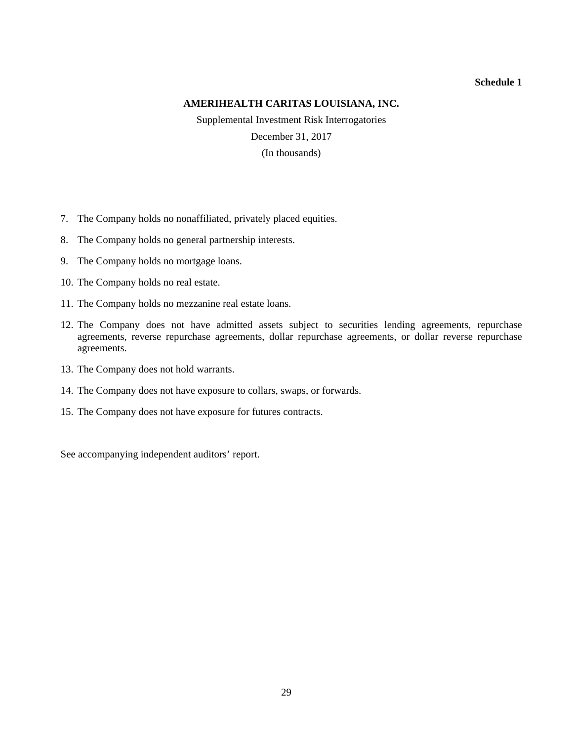**Schedule 1**

**AMERIHEALTH CARITAS LOUISIANA, INC.**

Supplemental Investment Risk Interrogatories

December 31, 2017

(In thousands)

7. The Company holds no nonaffiliated, privately placed equities.
8. The Company holds no general partnership interests.
9. The Company holds no mortgage loans.
10. The Company holds no real estate.
11. The Company holds no mezzanine real estate loans.
12. The Company does not have admitted assets subject to securities lending agreements, repurchase agreements, reverse repurchase agreements, dollar repurchase agreements, or dollar reverse repurchase agreements.
13. The Company does not hold warrants.
14. The Company does not have exposure to collars, swaps, or forwards.
15. The Company does not have exposure for futures contracts.

See accompanying independent auditors' report.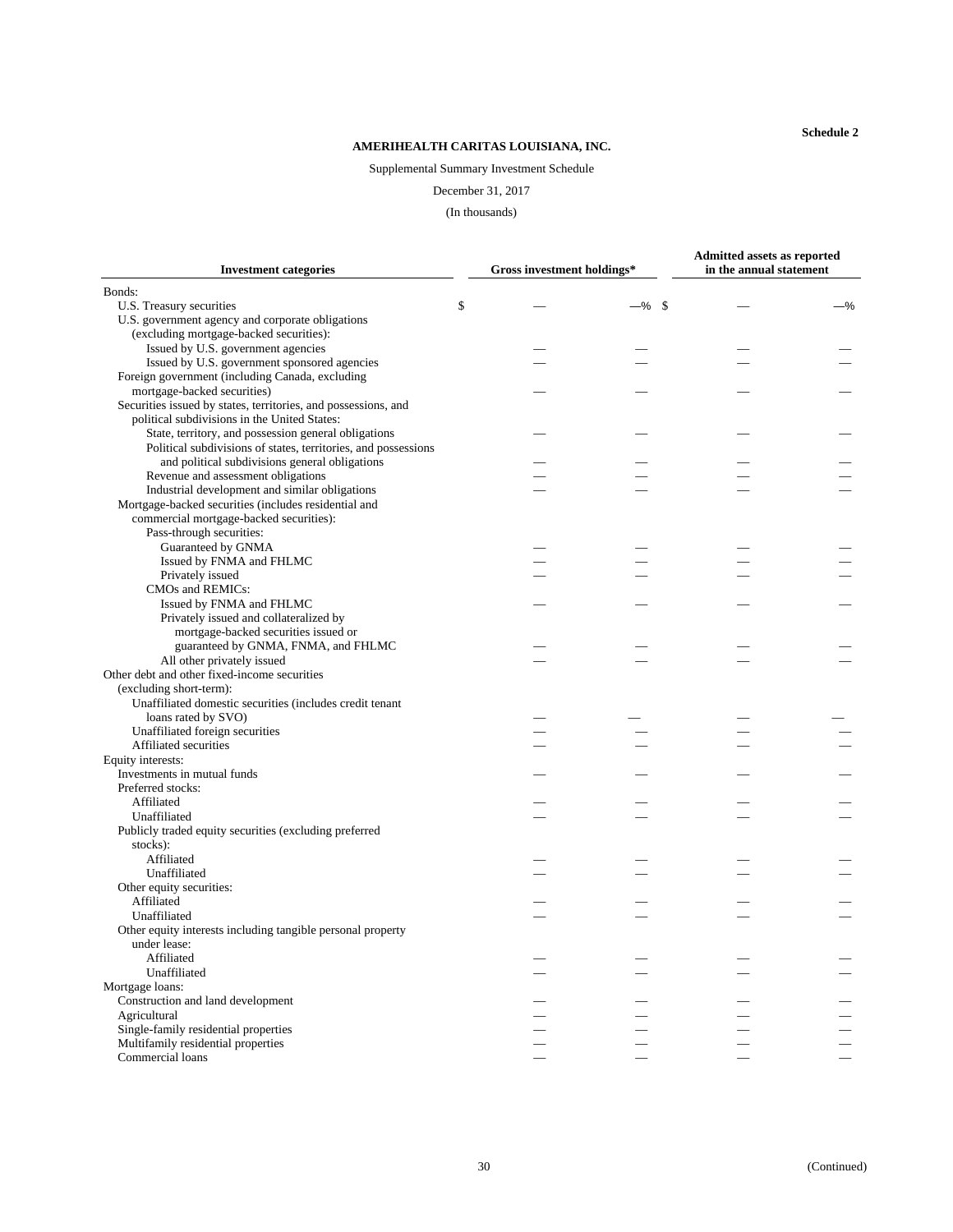**Schedule 2**

**AMERIHEALTH CARITAS LOUISIANA, INC.**

Supplemental Summary Investment Schedule

December 31, 2017

(In thousands)

| Investment categories | Gross investment holdings* | | Admitted assets as reported in the annual statement | |
|---|---|---|---|---|
| Bonds: | | | | |
| U.S. Treasury securities | $ — | —% | $ — | —% |
| U.S. government agency and corporate obligations (excluding mortgage-backed securities): | | | | |
| Issued by U.S. government agencies | — | — | — | — |
| Issued by U.S. government sponsored agencies | — | — | — | — |
| Foreign government (including Canada, excluding mortgage-backed securities) | — | — | — | — |
| Securities issued by states, territories, and possessions, and political subdivisions in the United States: | | | | |
| State, territory, and possession general obligations | — | — | — | — |
| Political subdivisions of states, territories, and possessions and political subdivisions general obligations | — | — | — | — |
| Revenue and assessment obligations | — | — | — | — |
| Industrial development and similar obligations | — | — | — | — |
| Mortgage-backed securities (includes residential and commercial mortgage-backed securities): | | | | |
| Pass-through securities: | | | | |
| Guaranteed by GNMA | — | — | — | — |
| Issued by FNMA and FHLMC | — | — | — | — |
| Privately issued | — | — | — | — |
| CMOs and REMICs: | | | | |
| Issued by FNMA and FHLMC | — | — | — | — |
| Privately issued and collateralized by mortgage-backed securities issued or guaranteed by GNMA, FNMA, and FHLMC | — | — | — | — |
| All other privately issued | — | — | — | — |
| Other debt and other fixed-income securities (excluding short-term): | | | | |
| Unaffiliated domestic securities (includes credit tenant loans rated by SVO) | — | — | — | — |
| Unaffiliated foreign securities | — | — | — | — |
| Affiliated securities | — | — | — | — |
| Equity interests: | | | | |
| Investments in mutual funds | — | — | — | — |
| Preferred stocks: | | | | |
| Affiliated | — | — | — | — |
| Unaffiliated | — | — | — | — |
| Publicly traded equity securities (excluding preferred stocks): | | | | |
| Affiliated | — | — | — | — |
| Unaffiliated | — | — | — | — |
| Other equity securities: | | | | |
| Affiliated | — | — | — | — |
| Unaffiliated | — | — | — | — |
| Other equity interests including tangible personal property under lease: | | | | |
| Affiliated | — | — | — | — |
| Unaffiliated | — | — | — | — |
| Mortgage loans: | | | | |
| Construction and land development | — | — | — | — |
| Agricultural | — | — | — | — |
| Single-family residential properties | — | — | — | — |
| Multifamily residential properties | — | — | — | — |
| Commercial loans | — | — | — | — |

(Continued)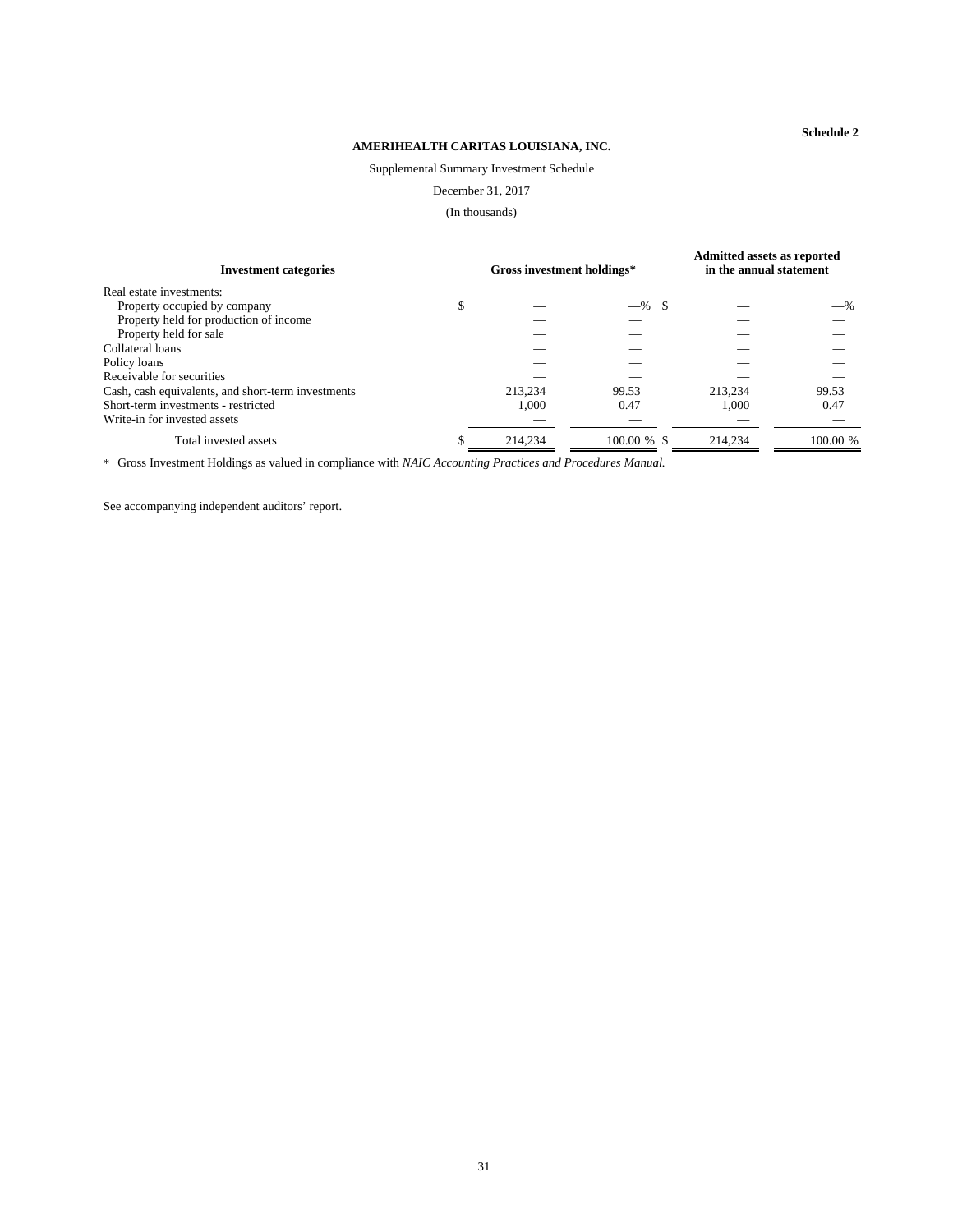Schedule 2

**AMERIHEALTH CARITAS LOUISIANA, INC.**

Supplemental Summary Investment Schedule

December 31, 2017

(In thousands)

| Investment categories | Gross investment holdings* | | Admitted assets as reported in the annual statement | |
|---|---|---|---|---|
| Real estate investments: | | | | |
| Property occupied by company | $ — | —% | $ — | —% |
| Property held for production of income | — | — | — | — |
| Property held for sale | — | — | — | — |
| Collateral loans | — | — | — | — |
| Policy loans | — | — | — | — |
| Receivable for securities | — | — | — | — |
| Cash, cash equivalents, and short-term investments | 213,234 | 99.53 | 213,234 | 99.53 |
| Short-term investments - restricted | 1,000 | 0.47 | 1,000 | 0.47 |
| Write-in for invested assets | — | — | — | — |
| Total invested assets | $ 214,234 | 100.00 % | $ 214,234 | 100.00 % |

\* Gross Investment Holdings as valued in compliance with *NAIC Accounting Practices and Procedures Manual.*

See accompanying independent auditors' report.